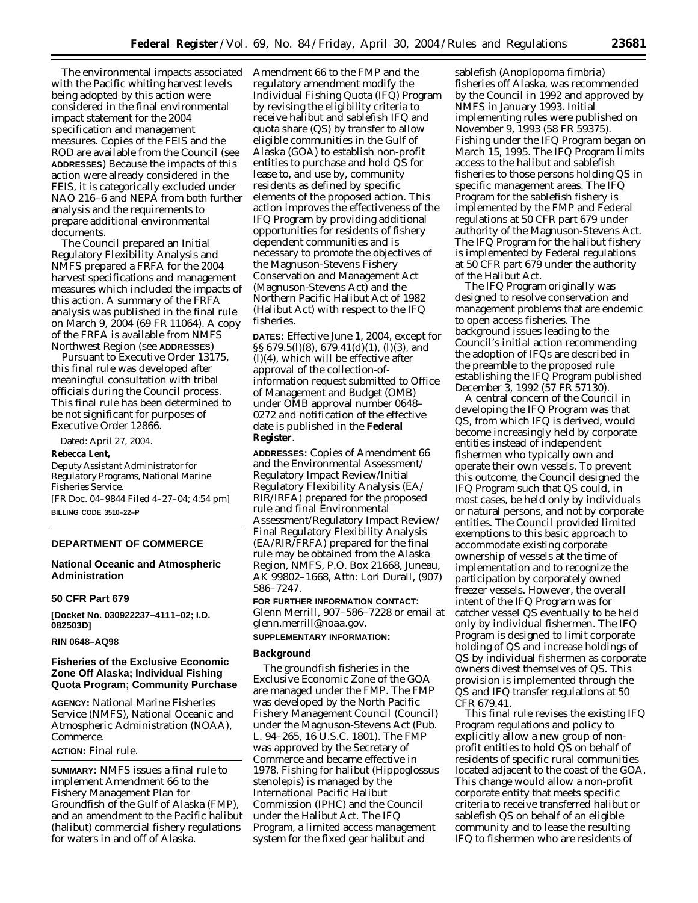The environmental impacts associated with the Pacific whiting harvest levels being adopted by this action were considered in the final environmental impact statement for the 2004 specification and management measures. Copies of the FEIS and the ROD are available from the Council (see **ADDRESSES**) Because the impacts of this action were already considered in the FEIS, it is categorically excluded under NAO 216–6 and NEPA from both further analysis and the requirements to prepare additional environmental documents.

The Council prepared an Initial Regulatory Flexibility Analysis and NMFS prepared a FRFA for the 2004 harvest specifications and management measures which included the impacts of this action. A summary of the FRFA analysis was published in the final rule on March 9, 2004 (69 FR 11064). A copy of the FRFA is available from NMFS Northwest Region (see **ADDRESSES**)

Pursuant to Executive Order 13175, this final rule was developed after meaningful consultation with tribal officials during the Council process. This final rule has been determined to be not significant for purposes of Executive Order 12866.

Dated: April 27, 2004.

**Rebecca Lent,**

*Deputy Assistant Administrator for Regulatory Programs, National Marine Fisheries Service.*

[FR Doc. 04–9844 Filed 4–27–04; 4:54 pm]

**BILLING CODE 3510–22–P**

---

## DEPARTMENT OF COMMERCE

### National Oceanic and Atmospheric Administration

### 50 CFR Part 679

**[Docket No. 030922237–4111–02; I.D. 082503D]**

**RIN 0648–AQ98**

### Fisheries of the Exclusive Economic Zone Off Alaska; Individual Fishing Quota Program; Community Purchase

**AGENCY:** National Marine Fisheries Service (NMFS), National Oceanic and Atmospheric Administration (NOAA), Commerce.

**ACTION:** Final rule.

**SUMMARY:** NMFS issues a final rule to implement Amendment 66 to the Fishery Management Plan for Groundfish of the Gulf of Alaska (FMP), and an amendment to the Pacific halibut (halibut) commercial fishery regulations for waters in and off of Alaska. Amendment 66 to the FMP and the regulatory amendment modify the Individual Fishing Quota (IFQ) Program by revising the eligibility criteria to receive halibut and sablefish IFQ and quota share (QS) by transfer to allow eligible communities in the Gulf of Alaska (GOA) to establish non-profit entities to purchase and hold QS for lease to, and use by, community residents as defined by specific elements of the proposed action. This action improves the effectiveness of the IFQ Program by providing additional opportunities for residents of fishery dependent communities and is necessary to promote the objectives of the Magnuson-Stevens Fishery Conservation and Management Act (Magnuson-Stevens Act) and the Northern Pacific Halibut Act of 1982 (Halibut Act) with respect to the IFQ fisheries.

**DATES:** Effective June 1, 2004, except for §§ 679.5(l)(8), 679.41(d)(1), (l)(3), and (l)(4), which will be effective after approval of the collection-of-information request submitted to Office of Management and Budget (OMB) under OMB approval number 0648–0272 and notification of the effective date is published in the **Federal Register**.

**ADDRESSES:** Copies of Amendment 66 and the Environmental Assessment/Regulatory Impact Review/Initial Regulatory Flexibility Analysis (EA/RIR/IRFA) prepared for the proposed rule and final Environmental Assessment/Regulatory Impact Review/Final Regulatory Flexibility Analysis (EA/RIR/FRFA) prepared for the final rule may be obtained from the Alaska Region, NMFS, P.O. Box 21668, Juneau, AK 99802–1668, Attn: Lori Durall, (907) 586–7247.

**FOR FURTHER INFORMATION CONTACT:** Glenn Merrill, 907–586–7228 or email at glenn.merrill@noaa.gov.

**SUPPLEMENTARY INFORMATION:**

#### Background

The groundfish fisheries in the Exclusive Economic Zone of the GOA are managed under the FMP. The FMP was developed by the North Pacific Fishery Management Council (Council) under the Magnuson-Stevens Act (Pub. L. 94–265, 16 U.S.C. 1801). The FMP was approved by the Secretary of Commerce and became effective in 1978. Fishing for halibut (*Hippoglossus stenolepis*) is managed by the International Pacific Halibut Commission (IPHC) and the Council under the Halibut Act. The IFQ Program, a limited access management system for the fixed gear halibut and sablefish (*Anoplopoma fimbria*) fisheries off Alaska, was recommended by the Council in 1992 and approved by NMFS in January 1993. Initial implementing rules were published on November 9, 1993 (58 FR 59375). Fishing under the IFQ Program began on March 15, 1995. The IFQ Program limits access to the halibut and sablefish fisheries to those persons holding QS in specific management areas. The IFQ Program for the sablefish fishery is implemented by the FMP and Federal regulations at 50 CFR part 679 under authority of the Magnuson-Stevens Act. The IFQ Program for the halibut fishery is implemented by Federal regulations at 50 CFR part 679 under the authority of the Halibut Act.

The IFQ Program originally was designed to resolve conservation and management problems that are endemic to open access fisheries. The background issues leading to the Council's initial action recommending the adoption of IFQs are described in the preamble to the proposed rule establishing the IFQ Program published December 3, 1992 (57 FR 57130).

A central concern of the Council in developing the IFQ Program was that QS, from which IFQ is derived, would become increasingly held by corporate entities instead of independent fishermen who typically own and operate their own vessels. To prevent this outcome, the Council designed the IFQ Program such that QS could, in most cases, be held only by individuals or natural persons, and not by corporate entities. The Council provided limited exemptions to this basic approach to accommodate existing corporate ownership of vessels at the time of implementation and to recognize the participation by corporately owned freezer vessels. However, the overall intent of the IFQ Program was for catcher vessel QS eventually to be held only by individual fishermen. The IFQ Program is designed to limit corporate holding of QS and increase holdings of QS by individual fishermen as corporate owners divest themselves of QS. This provision is implemented through the QS and IFQ transfer regulations at 50 CFR 679.41.

This final rule revises the existing IFQ Program regulations and policy to explicitly allow a new group of non-profit entities to hold QS on behalf of residents of specific rural communities located adjacent to the coast of the GOA. This change would allow a non-profit corporate entity that meets specific criteria to receive transferred halibut or sablefish QS on behalf of an eligible community and to lease the resulting IFQ to fishermen who are residents of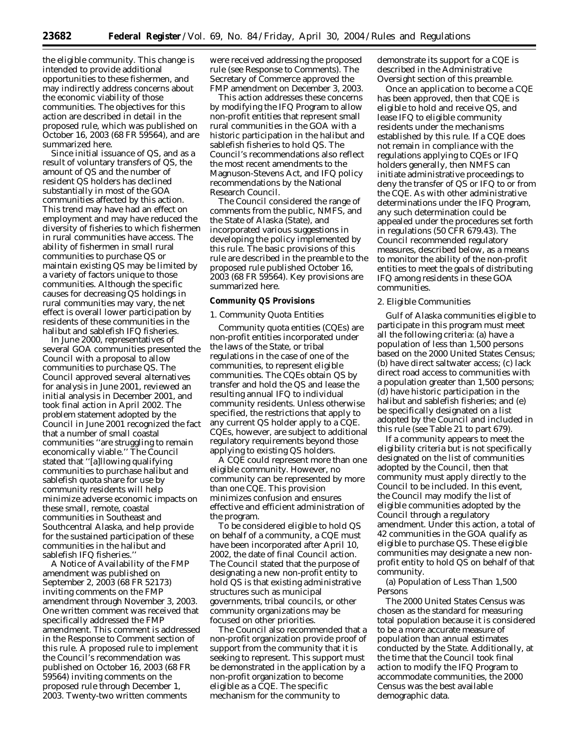the eligible community. This change is intended to provide additional opportunities to these fishermen, and may indirectly address concerns about the economic viability of those communities. The objectives for this action are described in detail in the proposed rule, which was published on October 16, 2003 (68 FR 59564), and are summarized here.

Since initial issuance of QS, and as a result of voluntary transfers of QS, the amount of QS and the number of resident QS holders has declined substantially in most of the GOA communities affected by this action. This trend may have had an effect on employment and may have reduced the diversity of fisheries to which fishermen in rural communities have access. The ability of fishermen in small rural communities to purchase QS or maintain existing QS may be limited by a variety of factors unique to those communities. Although the specific causes for decreasing QS holdings in rural communities may vary, the net effect is overall lower participation by residents of these communities in the halibut and sablefish IFQ fisheries.

In June 2000, representatives of several GOA communities presented the Council with a proposal to allow communities to purchase QS. The Council approved several alternatives for analysis in June 2001, reviewed an initial analysis in December 2001, and took final action in April 2002. The problem statement adopted by the Council in June 2001 recognized the fact that a number of small coastal communities ''are struggling to remain economically viable.'' The Council stated that ''[a]llowing qualifying communities to purchase halibut and sablefish quota share for use by community residents will help minimize adverse economic impacts on these small, remote, coastal communities in Southeast and Southcentral Alaska, and help provide for the sustained participation of these communities in the halibut and sablefish IFQ fisheries.''

A Notice of Availability of the FMP amendment was published on September 2, 2003 (68 FR 52173) inviting comments on the FMP amendment through November 3, 2003. One written comment was received that specifically addressed the FMP amendment. This comment is addressed in the Response to Comment section of this rule. A proposed rule to implement the Council's recommendation was published on October 16, 2003 (68 FR 59564) inviting comments on the proposed rule through December 1, 2003. Twenty-two written comments were received addressing the proposed rule (see Response to Comments). The Secretary of Commerce approved the FMP amendment on December 3, 2003.

This action addresses these concerns by modifying the IFQ Program to allow non-profit entities that represent small rural communities in the GOA with a historic participation in the halibut and sablefish fisheries to hold QS. The Council's recommendations also reflect the most recent amendments to the Magnuson-Stevens Act, and IFQ policy recommendations by the National Research Council.

The Council considered the range of comments from the public, NMFS, and the State of Alaska (State), and incorporated various suggestions in developing the policy implemented by this rule. The basic provisions of this rule are described in the preamble to the proposed rule published October 16, 2003 (68 FR 59564). Key provisions are summarized here.

**Community QS Provisions**

1. Community Quota Entities

Community quota entities (CQEs) are non-profit entities incorporated under the laws of the State, or tribal regulations in the case of one of the communities, to represent eligible communities. The CQEs obtain QS by transfer and hold the QS and lease the resulting annual IFQ to individual community residents. Unless otherwise specified, the restrictions that apply to any current QS holder apply to a CQE. CQEs, however, are subject to additional regulatory requirements beyond those applying to existing QS holders.

A CQE could represent more than one eligible community. However, no community can be represented by more than one CQE. This provision minimizes confusion and ensures effective and efficient administration of the program.

To be considered eligible to hold QS on behalf of a community, a CQE must have been incorporated after April 10, 2002, the date of final Council action. The Council stated that the purpose of designating a new non-profit entity to hold QS is that existing administrative structures such as municipal governments, tribal councils, or other community organizations may be focused on other priorities.

The Council also recommended that a non-profit organization provide proof of support from the community that it is seeking to represent. This support must be demonstrated in the application by a non-profit organization to become eligible as a CQE. The specific mechanism for the community to demonstrate its support for a CQE is described in the Administrative Oversight section of this preamble.

Once an application to become a CQE has been approved, then that CQE is eligible to hold and receive QS, and lease IFQ to eligible community residents under the mechanisms established by this rule. If a CQE does not remain in compliance with the regulations applying to CQEs or IFQ holders generally, then NMFS can initiate administrative proceedings to deny the transfer of QS or IFQ to or from the CQE. As with other administrative determinations under the IFQ Program, any such determination could be appealed under the procedures set forth in regulations (50 CFR 679.43). The Council recommended regulatory measures, described below, as a means to monitor the ability of the non-profit entities to meet the goals of distributing IFQ among residents in these GOA communities.

2. Eligible Communities

Gulf of Alaska communities eligible to participate in this program must meet all the following criteria: (a) have a population of less than 1,500 persons based on the 2000 United States Census; (b) have direct saltwater access; (c) lack direct road access to communities with a population greater than 1,500 persons; (d) have historic participation in the halibut and sablefish fisheries; and (e) be specifically designated on a list adopted by the Council and included in this rule (see Table 21 to part 679).

If a community appears to meet the eligibility criteria but is not specifically designated on the list of communities adopted by the Council, then that community must apply directly to the Council to be included. In this event, the Council may modify the list of eligible communities adopted by the Council through a regulatory amendment. Under this action, a total of 42 communities in the GOA qualify as eligible to purchase QS. These eligible communities may designate a new non-profit entity to hold QS on behalf of that community.

(a) Population of Less Than 1,500 Persons

The 2000 United States Census was chosen as the standard for measuring total population because it is considered to be a more accurate measure of population than annual estimates conducted by the State. Additionally, at the time that the Council took final action to modify the IFQ Program to accommodate communities, the 2000 Census was the best available demographic data.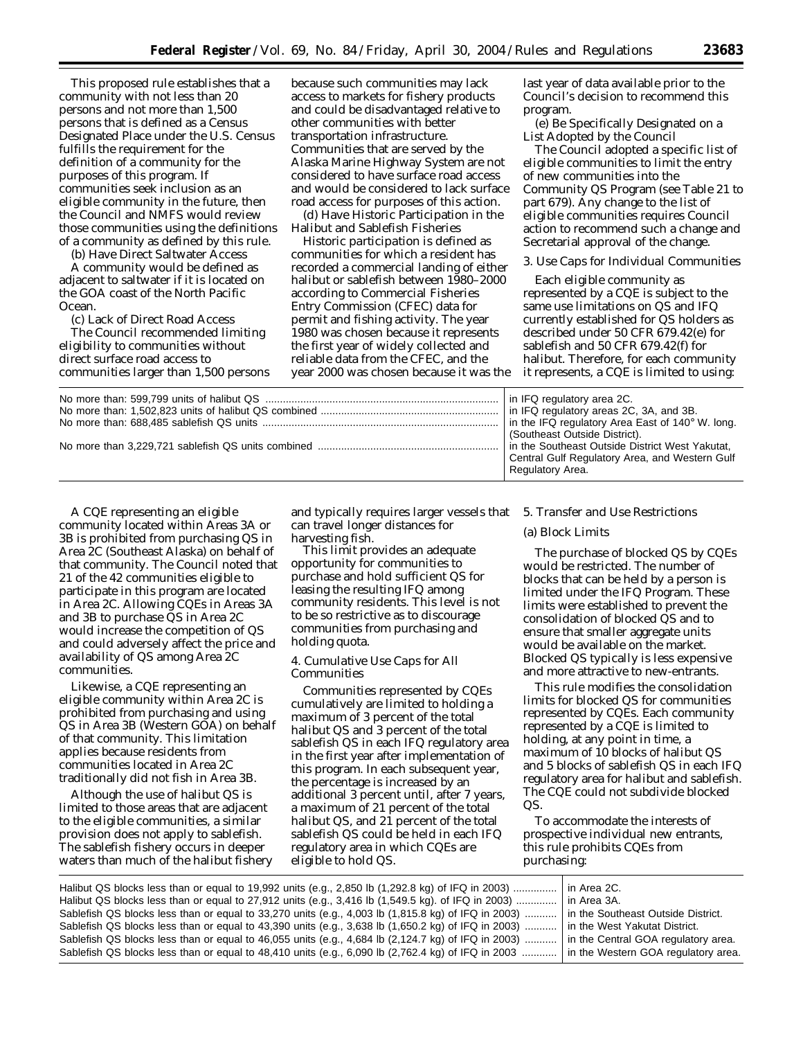This proposed rule establishes that a community with not less than 20 persons and not more than 1,500 persons that is defined as a Census Designated Place under the U.S. Census fulfills the requirement for the definition of a community for the purposes of this program. If communities seek inclusion as an eligible community in the future, then the Council and NMFS would review those communities using the definitions of a community as defined by this rule.

(b) Have Direct Saltwater Access

A community would be defined as adjacent to saltwater if it is located on the GOA coast of the North Pacific Ocean.

(c) Lack of Direct Road Access

The Council recommended limiting eligibility to communities without direct surface road access to communities larger than 1,500 persons because such communities may lack access to markets for fishery products and could be disadvantaged relative to other communities with better transportation infrastructure. Communities that are served by the Alaska Marine Highway System are not considered to have surface road access and would be considered to lack surface road access for purposes of this action.

(d) Have Historic Participation in the Halibut and Sablefish Fisheries

Historic participation is defined as communities for which a resident has recorded a commercial landing of either halibut or sablefish between 1980–2000 according to Commercial Fisheries Entry Commission (CFEC) data for permit and fishing activity. The year 1980 was chosen because it represents the first year of widely collected and reliable data from the CFEC, and the year 2000 was chosen because it was the last year of data available prior to the Council's decision to recommend this program.

(e) Be Specifically Designated on a List Adopted by the Council

The Council adopted a specific list of eligible communities to limit the entry of new communities into the Community QS Program (see Table 21 to part 679). Any change to the list of eligible communities requires Council action to recommend such a change and Secretarial approval of the change.

3. Use Caps for Individual Communities

Each eligible community as represented by a CQE is subject to the same use limitations on QS and IFQ currently established for QS holders as described under 50 CFR 679.42(e) for sablefish and 50 CFR 679.42(f) for halibut. Therefore, for each community it represents, a CQE is limited to using:

| | |
|---|---|
| No more than: 599,799 units of halibut QS | in IFQ regulatory area 2C. |
| No more than: 1,502,823 units of halibut QS combined | in IFQ regulatory areas 2C, 3A, and 3B. |
| No more than: 688,485 sablefish QS units | in the IFQ regulatory Area East of 140° W. long. (Southeast Outside District). |
| No more than 3,229,721 sablefish QS units combined | in the Southeast Outside District West Yakutat, Central Gulf Regulatory Area, and Western Gulf Regulatory Area. |

A CQE representing an eligible community located within Areas 3A or 3B is prohibited from purchasing QS in Area 2C (Southeast Alaska) on behalf of that community. The Council noted that 21 of the 42 communities eligible to participate in this program are located in Area 2C. Allowing CQEs in Areas 3A and 3B to purchase QS in Area 2C would increase the competition of QS and could adversely affect the price and availability of QS among Area 2C communities.

Likewise, a CQE representing an eligible community within Area 2C is prohibited from purchasing and using QS in Area 3B (Western GOA) on behalf of that community. This limitation applies because residents from communities located in Area 2C traditionally did not fish in Area 3B.

Although the use of halibut QS is limited to those areas that are adjacent to the eligible communities, a similar provision does not apply to sablefish. The sablefish fishery occurs in deeper waters than much of the halibut fishery and typically requires larger vessels that can travel longer distances for harvesting fish.

This limit provides an adequate opportunity for communities to purchase and hold sufficient QS for leasing the resulting IFQ among community residents. This level is not to be so restrictive as to discourage communities from purchasing and holding quota.

4. Cumulative Use Caps for All Communities

Communities represented by CQEs cumulatively are limited to holding a maximum of 3 percent of the total halibut QS and 3 percent of the total sablefish QS in each IFQ regulatory area in the first year after implementation of this program. In each subsequent year, the percentage is increased by an additional 3 percent until, after 7 years, a maximum of 21 percent of the total halibut QS, and 21 percent of the total sablefish QS could be held in each IFQ regulatory area in which CQEs are eligible to hold QS.

5. Transfer and Use Restrictions

(a) Block Limits

The purchase of blocked QS by CQEs would be restricted. The number of blocks that can be held by a person is limited under the IFQ Program. These limits were established to prevent the consolidation of blocked QS and to ensure that smaller aggregate units would be available on the market. Blocked QS typically is less expensive and more attractive to new-entrants.

This rule modifies the consolidation limits for blocked QS for communities represented by CQEs. Each community represented by a CQE is limited to holding, at any point in time, a maximum of 10 blocks of halibut QS and 5 blocks of sablefish QS in each IFQ regulatory area for halibut and sablefish. The CQE could not subdivide blocked QS.

To accommodate the interests of prospective individual new entrants, this rule prohibits CQEs from purchasing:

| | |
|---|---|
| Halibut QS blocks less than or equal to 19,992 units (e.g., 2,850 lb (1,292.8 kg) of IFQ in 2003) | in Area 2C. |
| Halibut QS blocks less than or equal to 27,912 units (e.g., 3,416 lb (1,549.5 kg). of IFQ in 2003) | in Area 3A. |
| Sablefish QS blocks less than or equal to 33,270 units (e.g., 4,003 lb (1,815.8 kg) of IFQ in 2003) | in the Southeast Outside District. |
| Sablefish QS blocks less than or equal to 43,390 units (e.g., 3,638 lb (1,650.2 kg) of IFQ in 2003) | in the West Yakutat District. |
| Sablefish QS blocks less than or equal to 46,055 units (e.g., 4,684 lb (2,124.7 kg) of IFQ in 2003) | in the Central GOA regulatory area. |
| Sablefish QS blocks less than or equal to 48,410 units (e.g., 6,090 lb (2,762.4 kg) of IFQ in 2003 | in the Western GOA regulatory area. |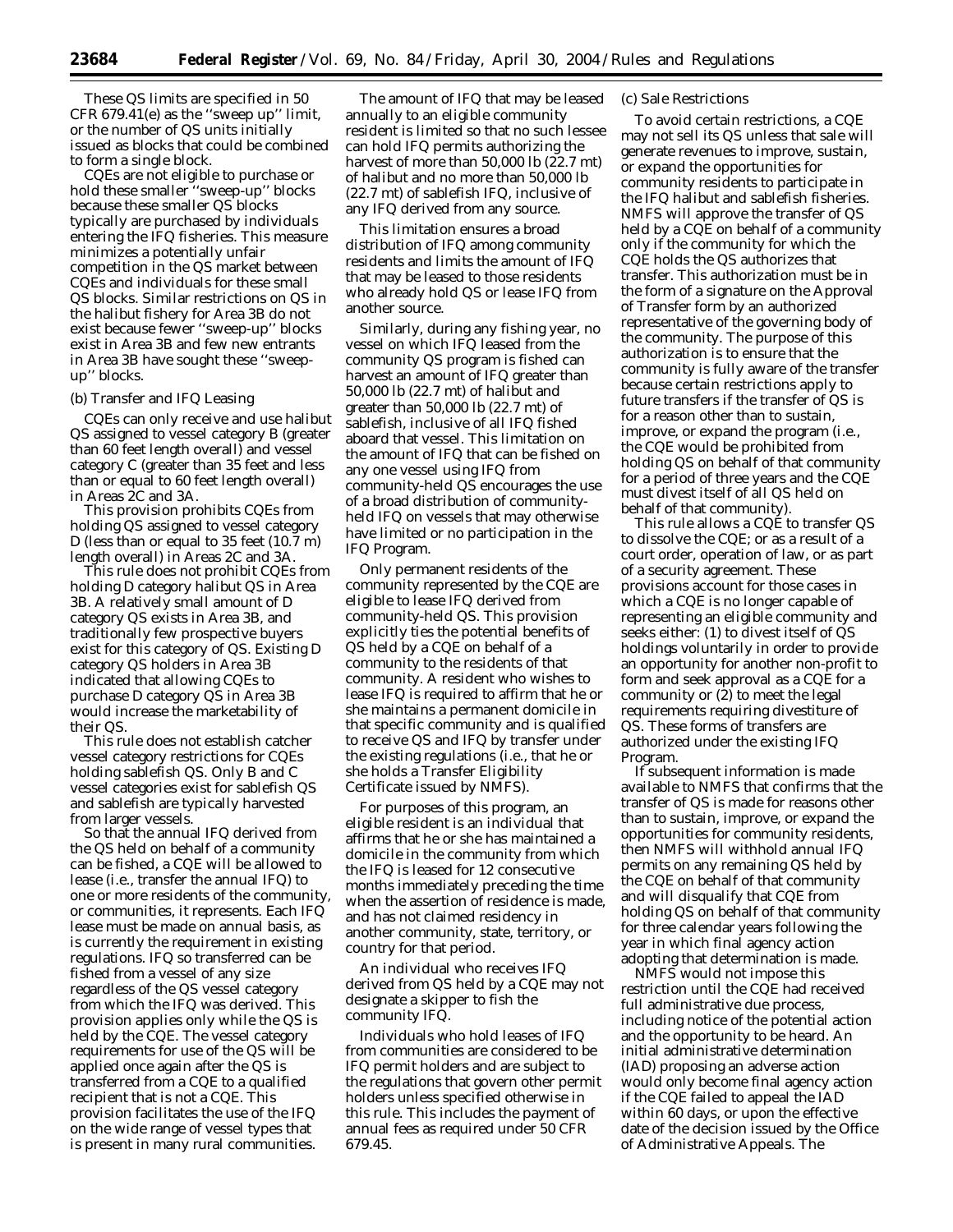These QS limits are specified in 50 CFR 679.41(e) as the ''sweep up'' limit, or the number of QS units initially issued as blocks that could be combined to form a single block.

CQEs are not eligible to purchase or hold these smaller ''sweep-up'' blocks because these smaller QS blocks typically are purchased by individuals entering the IFQ fisheries. This measure minimizes a potentially unfair competition in the QS market between CQEs and individuals for these small QS blocks. Similar restrictions on QS in the halibut fishery for Area 3B do not exist because fewer ''sweep-up'' blocks exist in Area 3B and few new entrants in Area 3B have sought these ''sweep-up'' blocks.

(b) Transfer and IFQ Leasing

CQEs can only receive and use halibut QS assigned to vessel category B (greater than 60 feet length overall) and vessel category C (greater than 35 feet and less than or equal to 60 feet length overall) in Areas 2C and 3A.

This provision prohibits CQEs from holding QS assigned to vessel category D (less than or equal to 35 feet (10.7 m) length overall) in Areas 2C and 3A.

This rule does not prohibit CQEs from holding D category halibut QS in Area 3B. A relatively small amount of D category QS exists in Area 3B, and traditionally few prospective buyers exist for this category of QS. Existing D category QS holders in Area 3B indicated that allowing CQEs to purchase D category QS in Area 3B would increase the marketability of their QS.

This rule does not establish catcher vessel category restrictions for CQEs holding sablefish QS. Only B and C vessel categories exist for sablefish QS and sablefish are typically harvested from larger vessels.

So that the annual IFQ derived from the QS held on behalf of a community can be fished, a CQE will be allowed to lease (i.e., transfer the annual IFQ) to one or more residents of the community, or communities, it represents. Each IFQ lease must be made on annual basis, as is currently the requirement in existing regulations. IFQ so transferred can be fished from a vessel of any size regardless of the QS vessel category from which the IFQ was derived. This provision applies only while the QS is held by the CQE. The vessel category requirements for use of the QS will be applied once again after the QS is transferred from a CQE to a qualified recipient that is not a CQE. This provision facilitates the use of the IFQ on the wide range of vessel types that is present in many rural communities.

The amount of IFQ that may be leased annually to an eligible community resident is limited so that no such lessee can hold IFQ permits authorizing the harvest of more than 50,000 lb (22.7 mt) of halibut and no more than 50,000 lb (22.7 mt) of sablefish IFQ, inclusive of any IFQ derived from any source.

This limitation ensures a broad distribution of IFQ among community residents and limits the amount of IFQ that may be leased to those residents who already hold QS or lease IFQ from another source.

Similarly, during any fishing year, no vessel on which IFQ leased from the community QS program is fished can harvest an amount of IFQ greater than 50,000 lb (22.7 mt) of halibut and greater than 50,000 lb (22.7 mt) of sablefish, inclusive of all IFQ fished aboard that vessel. This limitation on the amount of IFQ that can be fished on any one vessel using IFQ from community-held QS encourages the use of a broad distribution of community-held IFQ on vessels that may otherwise have limited or no participation in the IFQ Program.

Only permanent residents of the community represented by the CQE are eligible to lease IFQ derived from community-held QS. This provision explicitly ties the potential benefits of QS held by a CQE on behalf of a community to the residents of that community. A resident who wishes to lease IFQ is required to affirm that he or she maintains a permanent domicile in that specific community and is qualified to receive QS and IFQ by transfer under the existing regulations (i.e., that he or she holds a Transfer Eligibility Certificate issued by NMFS).

For purposes of this program, an eligible resident is an individual that affirms that he or she has maintained a domicile in the community from which the IFQ is leased for 12 consecutive months immediately preceding the time when the assertion of residence is made, and has not claimed residency in another community, state, territory, or country for that period.

An individual who receives IFQ derived from QS held by a CQE may not designate a skipper to fish the community IFQ.

Individuals who hold leases of IFQ from communities are considered to be IFQ permit holders and are subject to the regulations that govern other permit holders unless specified otherwise in this rule. This includes the payment of annual fees as required under 50 CFR 679.45.

(c) Sale Restrictions

To avoid certain restrictions, a CQE may not sell its QS unless that sale will generate revenues to improve, sustain, or expand the opportunities for community residents to participate in the IFQ halibut and sablefish fisheries. NMFS will approve the transfer of QS held by a CQE on behalf of a community only if the community for which the CQE holds the QS authorizes that transfer. This authorization must be in the form of a signature on the Approval of Transfer form by an authorized representative of the governing body of the community. The purpose of this authorization is to ensure that the community is fully aware of the transfer because certain restrictions apply to future transfers if the transfer of QS is for a reason other than to sustain, improve, or expand the program (i.e., the CQE would be prohibited from holding QS on behalf of that community for a period of three years and the CQE must divest itself of all QS held on behalf of that community).

This rule allows a CQE to transfer QS to dissolve the CQE; or as a result of a court order, operation of law, or as part of a security agreement. These provisions account for those cases in which a CQE is no longer capable of representing an eligible community and seeks either: (1) to divest itself of QS holdings voluntarily in order to provide an opportunity for another non-profit to form and seek approval as a CQE for a community or (2) to meet the legal requirements requiring divestiture of QS. These forms of transfers are authorized under the existing IFQ Program.

If subsequent information is made available to NMFS that confirms that the transfer of QS is made for reasons other than to sustain, improve, or expand the opportunities for community residents, then NMFS will withhold annual IFQ permits on any remaining QS held by the CQE on behalf of that community and will disqualify that CQE from holding QS on behalf of that community for three calendar years following the year in which final agency action adopting that determination is made.

NMFS would not impose this restriction until the CQE had received full administrative due process, including notice of the potential action and the opportunity to be heard. An initial administrative determination (IAD) proposing an adverse action would only become final agency action if the CQE failed to appeal the IAD within 60 days, or upon the effective date of the decision issued by the Office of Administrative Appeals. The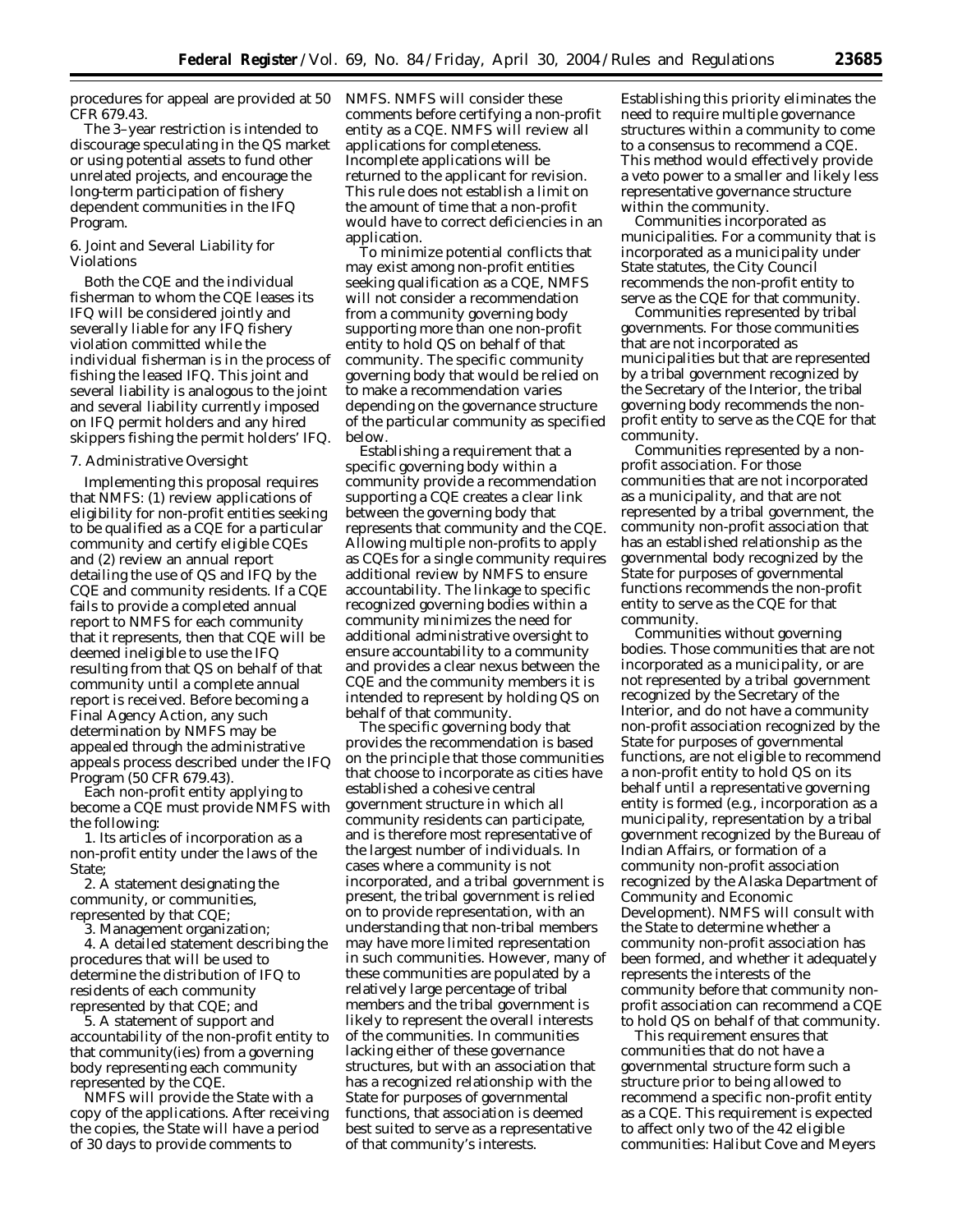procedures for appeal are provided at 50 CFR 679.43.

The 3–year restriction is intended to discourage speculating in the QS market or using potential assets to fund other unrelated projects, and encourage the long-term participation of fishery dependent communities in the IFQ Program.

6. Joint and Several Liability for Violations

Both the CQE and the individual fisherman to whom the CQE leases its IFQ will be considered jointly and severally liable for any IFQ fishery violation committed while the individual fisherman is in the process of fishing the leased IFQ. This joint and several liability is analogous to the joint and several liability currently imposed on IFQ permit holders and any hired skippers fishing the permit holders' IFQ.

7. Administrative Oversight

Implementing this proposal requires that NMFS: (1) review applications of eligibility for non-profit entities seeking to be qualified as a CQE for a particular community and certify eligible CQEs and (2) review an annual report detailing the use of QS and IFQ by the CQE and community residents. If a CQE fails to provide a completed annual report to NMFS for each community that it represents, then that CQE will be deemed ineligible to use the IFQ resulting from that QS on behalf of that community until a complete annual report is received. Before becoming a Final Agency Action, any such determination by NMFS may be appealed through the administrative appeals process described under the IFQ Program (50 CFR 679.43).

Each non-profit entity applying to become a CQE must provide NMFS with the following:

1. Its articles of incorporation as a non-profit entity under the laws of the State;

2. A statement designating the community, or communities, represented by that CQE;

3. Management organization;

4. A detailed statement describing the procedures that will be used to determine the distribution of IFQ to residents of each community represented by that CQE; and

5. A statement of support and accountability of the non-profit entity to that community(ies) from a governing body representing each community represented by the CQE.

NMFS will provide the State with a copy of the applications. After receiving the copies, the State will have a period of 30 days to provide comments to NMFS. NMFS will consider these comments before certifying a non-profit entity as a CQE. NMFS will review all applications for completeness. Incomplete applications will be returned to the applicant for revision. This rule does not establish a limit on the amount of time that a non-profit would have to correct deficiencies in an application.

To minimize potential conflicts that may exist among non-profit entities seeking qualification as a CQE, NMFS will not consider a recommendation from a community governing body supporting more than one non-profit entity to hold QS on behalf of that community. The specific community governing body that would be relied on to make a recommendation varies depending on the governance structure of the particular community as specified below.

Establishing a requirement that a specific governing body within a community provide a recommendation supporting a CQE creates a clear link between the governing body that represents that community and the CQE. Allowing multiple non-profits to apply as CQEs for a single community requires additional review by NMFS to ensure accountability. The linkage to specific recognized governing bodies within a community minimizes the need for additional administrative oversight to ensure accountability to a community and provides a clear nexus between the CQE and the community members it is intended to represent by holding QS on behalf of that community.

The specific governing body that provides the recommendation is based on the principle that those communities that choose to incorporate as cities have established a cohesive central government structure in which all community residents can participate, and is therefore most representative of the largest number of individuals. In cases where a community is not incorporated, and a tribal government is present, the tribal government is relied on to provide representation, with an understanding that non-tribal members may have more limited representation in such communities. However, many of these communities are populated by a relatively large percentage of tribal members and the tribal government is likely to represent the overall interests of the communities. In communities lacking either of these governance structures, but with an association that has a recognized relationship with the State for purposes of governmental functions, that association is deemed best suited to serve as a representative of that community's interests. Establishing this priority eliminates the need to require multiple governance structures within a community to come to a consensus to recommend a CQE. This method would effectively provide a veto power to a smaller and likely less representative governance structure within the community.

*Communities incorporated as municipalities.* For a community that is incorporated as a municipality under State statutes, the City Council recommends the non-profit entity to serve as the CQE for that community.

*Communities represented by tribal governments.* For those communities that are not incorporated as municipalities but that are represented by a tribal government recognized by the Secretary of the Interior, the tribal governing body recommends the non-profit entity to serve as the CQE for that community.

*Communities represented by a non-profit association.* For those communities that are not incorporated as a municipality, and that are not represented by a tribal government, the community non-profit association that has an established relationship as the governmental body recognized by the State for purposes of governmental functions recommends the non-profit entity to serve as the CQE for that community.

*Communities without governing bodies.* Those communities that are not incorporated as a municipality, or are not represented by a tribal government recognized by the Secretary of the Interior, and do not have a community non-profit association recognized by the State for purposes of governmental functions, are not eligible to recommend a non-profit entity to hold QS on its behalf until a representative governing entity is formed (*e.g.*, incorporation as a municipality, representation by a tribal government recognized by the Bureau of Indian Affairs, or formation of a community non-profit association recognized by the Alaska Department of Community and Economic Development). NMFS will consult with the State to determine whether a community non-profit association has been formed, and whether it adequately represents the interests of the community before that community non-profit association can recommend a CQE to hold QS on behalf of that community.

This requirement ensures that communities that do not have a governmental structure form such a structure prior to being allowed to recommend a specific non-profit entity as a CQE. This requirement is expected to affect only two of the 42 eligible communities: Halibut Cove and Meyers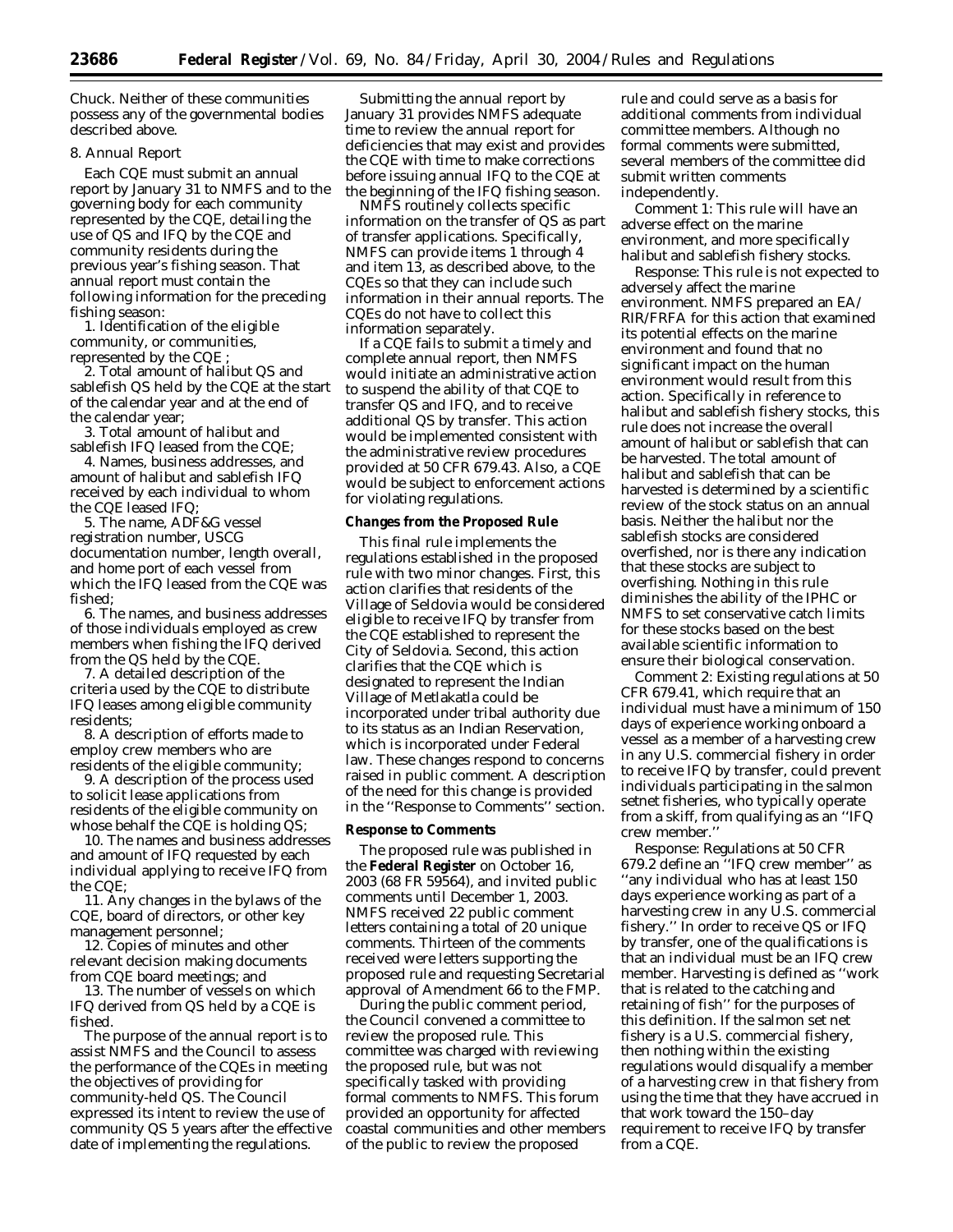Chuck. Neither of these communities possess any of the governmental bodies described above.

8. Annual Report

Each CQE must submit an annual report by January 31 to NMFS and to the governing body for each community represented by the CQE, detailing the use of QS and IFQ by the CQE and community residents during the previous year's fishing season. That annual report must contain the following information for the preceding fishing season:

1. Identification of the eligible community, or communities, represented by the CQE ;
2. Total amount of halibut QS and sablefish QS held by the CQE at the start of the calendar year and at the end of the calendar year;
3. Total amount of halibut and sablefish IFQ leased from the CQE;
4. Names, business addresses, and amount of halibut and sablefish IFQ received by each individual to whom the CQE leased IFQ;
5. The name, ADF&G vessel registration number, USCG documentation number, length overall, and home port of each vessel from which the IFQ leased from the CQE was fished;
6. The names, and business addresses of those individuals employed as crew members when fishing the IFQ derived from the QS held by the CQE.
7. A detailed description of the criteria used by the CQE to distribute IFQ leases among eligible community residents;
8. A description of efforts made to employ crew members who are residents of the eligible community;
9. A description of the process used to solicit lease applications from residents of the eligible community on whose behalf the CQE is holding QS;
10. The names and business addresses and amount of IFQ requested by each individual applying to receive IFQ from the CQE;
11. Any changes in the bylaws of the CQE, board of directors, or other key management personnel;
12. Copies of minutes and other relevant decision making documents from CQE board meetings; and
13. The number of vessels on which IFQ derived from QS held by a CQE is fished.

The purpose of the annual report is to assist NMFS and the Council to assess the performance of the CQEs in meeting the objectives of providing for community-held QS. The Council expressed its intent to review the use of community QS 5 years after the effective date of implementing the regulations.

Submitting the annual report by January 31 provides NMFS adequate time to review the annual report for deficiencies that may exist and provides the CQE with time to make corrections before issuing annual IFQ to the CQE at the beginning of the IFQ fishing season.

NMFS routinely collects specific information on the transfer of QS as part of transfer applications. Specifically, NMFS can provide items 1 through 4 and item 13, as described above, to the CQEs so that they can include such information in their annual reports. The CQEs do not have to collect this information separately.

If a CQE fails to submit a timely and complete annual report, then NMFS would initiate an administrative action to suspend the ability of that CQE to transfer QS and IFQ, and to receive additional QS by transfer. This action would be implemented consistent with the administrative review procedures provided at 50 CFR 679.43. Also, a CQE would be subject to enforcement actions for violating regulations.

**Changes from the Proposed Rule**

This final rule implements the regulations established in the proposed rule with two minor changes. First, this action clarifies that residents of the Village of Seldovia would be considered eligible to receive IFQ by transfer from the CQE established to represent the City of Seldovia. Second, this action clarifies that the CQE which is designated to represent the Indian Village of Metlakatla could be incorporated under tribal authority due to its status as an Indian Reservation, which is incorporated under Federal law. These changes respond to concerns raised in public comment. A description of the need for this change is provided in the ''Response to Comments'' section.

**Response to Comments**

The proposed rule was published in the **Federal Register** on October 16, 2003 (68 FR 59564), and invited public comments until December 1, 2003. NMFS received 22 public comment letters containing a total of 20 unique comments. Thirteen of the comments received were letters supporting the proposed rule and requesting Secretarial approval of Amendment 66 to the FMP.

During the public comment period, the Council convened a committee to review the proposed rule. This committee was charged with reviewing the proposed rule, but was not specifically tasked with providing formal comments to NMFS. This forum provided an opportunity for affected coastal communities and other members of the public to review the proposed rule and could serve as a basis for additional comments from individual committee members. Although no formal comments were submitted, several members of the committee did submit written comments independently.

Comment 1: This rule will have an adverse effect on the marine environment, and more specifically halibut and sablefish fishery stocks.

Response: This rule is not expected to adversely affect the marine environment. NMFS prepared an EA/RIR/FRFA for this action that examined its potential effects on the marine environment and found that no significant impact on the human environment would result from this action. Specifically in reference to halibut and sablefish fishery stocks, this rule does not increase the overall amount of halibut or sablefish that can be harvested. The total amount of halibut and sablefish that can be harvested is determined by a scientific review of the stock status on an annual basis. Neither the halibut nor the sablefish stocks are considered overfished, nor is there any indication that these stocks are subject to overfishing. Nothing in this rule diminishes the ability of the IPHC or NMFS to set conservative catch limits for these stocks based on the best available scientific information to ensure their biological conservation.

Comment 2: Existing regulations at 50 CFR 679.41, which require that an individual must have a minimum of 150 days of experience working onboard a vessel as a member of a harvesting crew in any U.S. commercial fishery in order to receive IFQ by transfer, could prevent individuals participating in the salmon setnet fisheries, who typically operate from a skiff, from qualifying as an ''IFQ crew member.''

Response: Regulations at 50 CFR 679.2 define an ''IFQ crew member'' as ''any individual who has at least 150 days experience working as part of a harvesting crew in any U.S. commercial fishery.'' In order to receive QS or IFQ by transfer, one of the qualifications is that an individual must be an IFQ crew member. Harvesting is defined as ''work that is related to the catching and retaining of fish'' for the purposes of this definition. If the salmon set net fishery is a U.S. commercial fishery, then nothing within the existing regulations would disqualify a member of a harvesting crew in that fishery from using the time that they have accrued in that work toward the 150–day requirement to receive IFQ by transfer from a CQE.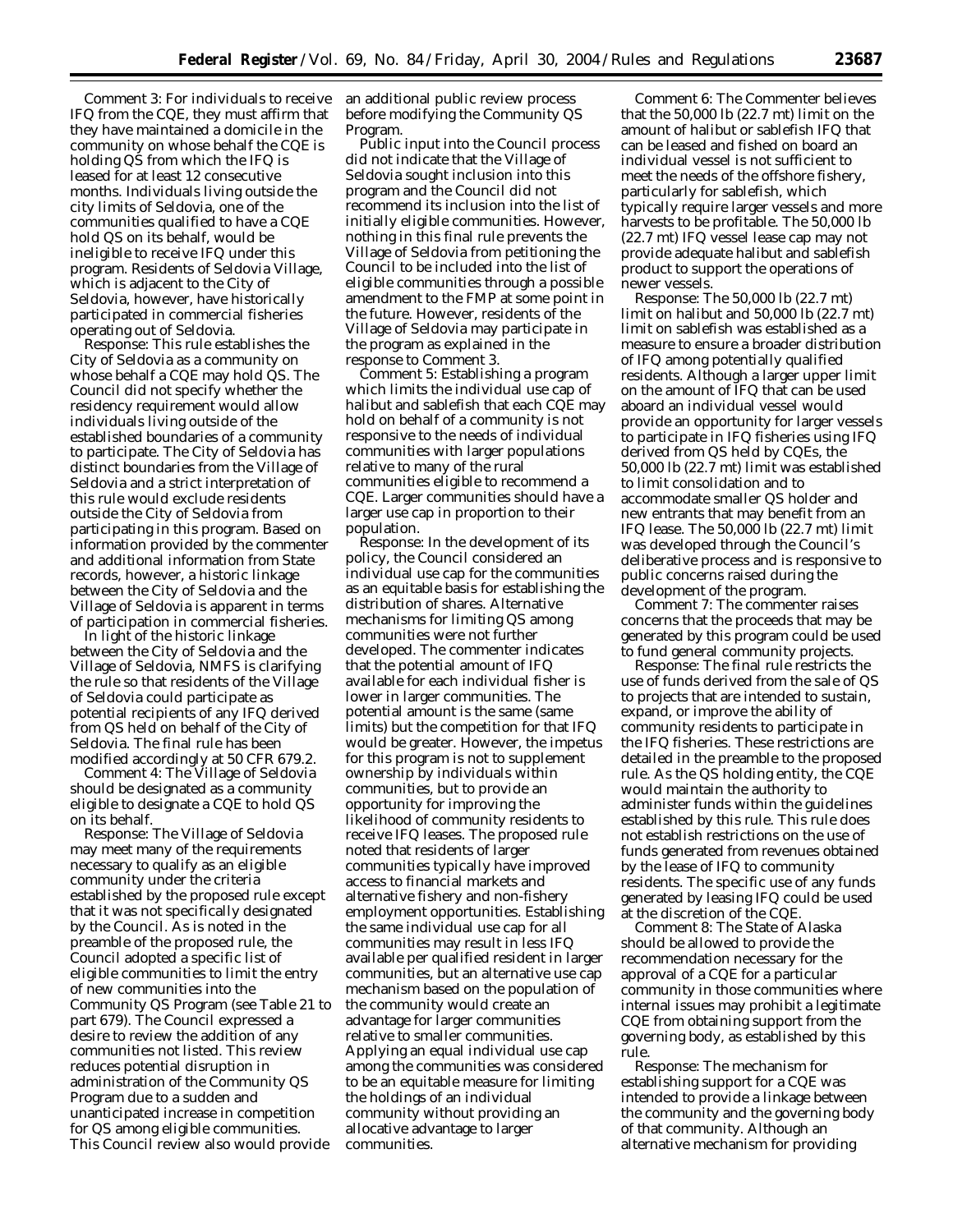Comment 3: For individuals to receive IFQ from the CQE, they must affirm that they have maintained a domicile in the community on whose behalf the CQE is holding QS from which the IFQ is leased for at least 12 consecutive months. Individuals living outside the city limits of Seldovia, one of the communities qualified to have a CQE hold QS on its behalf, would be ineligible to receive IFQ under this program. Residents of Seldovia Village, which is adjacent to the City of Seldovia, however, have historically participated in commercial fisheries operating out of Seldovia.

Response: This rule establishes the City of Seldovia as a community on whose behalf a CQE may hold QS. The Council did not specify whether the residency requirement would allow individuals living outside of the established boundaries of a community to participate. The City of Seldovia has distinct boundaries from the Village of Seldovia and a strict interpretation of this rule would exclude residents outside the City of Seldovia from participating in this program. Based on information provided by the commenter and additional information from State records, however, a historic linkage between the City of Seldovia and the Village of Seldovia is apparent in terms of participation in commercial fisheries.

In light of the historic linkage between the City of Seldovia and the Village of Seldovia, NMFS is clarifying the rule so that residents of the Village of Seldovia could participate as potential recipients of any IFQ derived from QS held on behalf of the City of Seldovia. The final rule has been modified accordingly at 50 CFR 679.2.

Comment 4: The Village of Seldovia should be designated as a community eligible to designate a CQE to hold QS on its behalf.

Response: The Village of Seldovia may meet many of the requirements necessary to qualify as an eligible community under the criteria established by the proposed rule except that it was not specifically designated by the Council. As is noted in the preamble of the proposed rule, the Council adopted a specific list of eligible communities to limit the entry of new communities into the Community QS Program (see Table 21 to part 679). The Council expressed a desire to review the addition of any communities not listed. This review reduces potential disruption in administration of the Community QS Program due to a sudden and unanticipated increase in competition for QS among eligible communities. This Council review also would provide an additional public review process before modifying the Community QS Program.

Public input into the Council process did not indicate that the Village of Seldovia sought inclusion into this program and the Council did not recommend its inclusion into the list of initially eligible communities. However, nothing in this final rule prevents the Village of Seldovia from petitioning the Council to be included into the list of eligible communities through a possible amendment to the FMP at some point in the future. However, residents of the Village of Seldovia may participate in the program as explained in the response to Comment 3.

Comment 5: Establishing a program which limits the individual use cap of halibut and sablefish that each CQE may hold on behalf of a community is not responsive to the needs of individual communities with larger populations relative to many of the rural communities eligible to recommend a CQE. Larger communities should have a larger use cap in proportion to their population.

Response: In the development of its policy, the Council considered an individual use cap for the communities as an equitable basis for establishing the distribution of shares. Alternative mechanisms for limiting QS among communities were not further developed. The commenter indicates that the potential amount of IFQ available for each individual fisher is lower in larger communities. The potential amount is the same (same limits) but the competition for that IFQ would be greater. However, the impetus for this program is not to supplement ownership by individuals within communities, but to provide an opportunity for improving the likelihood of community residents to receive IFQ leases. The proposed rule noted that residents of larger communities typically have improved access to financial markets and alternative fishery and non-fishery employment opportunities. Establishing the same individual use cap for all communities may result in less IFQ available per qualified resident in larger communities, but an alternative use cap mechanism based on the population of the community would create an advantage for larger communities relative to smaller communities. Applying an equal individual use cap among the communities was considered to be an equitable measure for limiting the holdings of an individual community without providing an allocative advantage to larger communities.

Comment 6: The Commenter believes that the 50,000 lb (22.7 mt) limit on the amount of halibut or sablefish IFQ that can be leased and fished on board an individual vessel is not sufficient to meet the needs of the offshore fishery, particularly for sablefish, which typically require larger vessels and more harvests to be profitable. The 50,000 lb (22.7 mt) IFQ vessel lease cap may not provide adequate halibut and sablefish product to support the operations of newer vessels.

Response: The 50,000 lb (22.7 mt) limit on halibut and 50,000 lb (22.7 mt) limit on sablefish was established as a measure to ensure a broader distribution of IFQ among potentially qualified residents. Although a larger upper limit on the amount of IFQ that can be used aboard an individual vessel would provide an opportunity for larger vessels to participate in IFQ fisheries using IFQ derived from QS held by CQEs, the 50,000 lb (22.7 mt) limit was established to limit consolidation and to accommodate smaller QS holder and new entrants that may benefit from an IFQ lease. The 50,000 lb (22.7 mt) limit was developed through the Council's deliberative process and is responsive to public concerns raised during the development of the program.

Comment 7: The commenter raises concerns that the proceeds that may be generated by this program could be used to fund general community projects.

Response: The final rule restricts the use of funds derived from the sale of QS to projects that are intended to sustain, expand, or improve the ability of community residents to participate in the IFQ fisheries. These restrictions are detailed in the preamble to the proposed rule. As the QS holding entity, the CQE would maintain the authority to administer funds within the guidelines established by this rule. This rule does not establish restrictions on the use of funds generated from revenues obtained by the lease of IFQ to community residents. The specific use of any funds generated by leasing IFQ could be used at the discretion of the CQE.

Comment 8: The State of Alaska should be allowed to provide the recommendation necessary for the approval of a CQE for a particular community in those communities where internal issues may prohibit a legitimate CQE from obtaining support from the governing body, as established by this rule.

Response: The mechanism for establishing support for a CQE was intended to provide a linkage between the community and the governing body of that community. Although an alternative mechanism for providing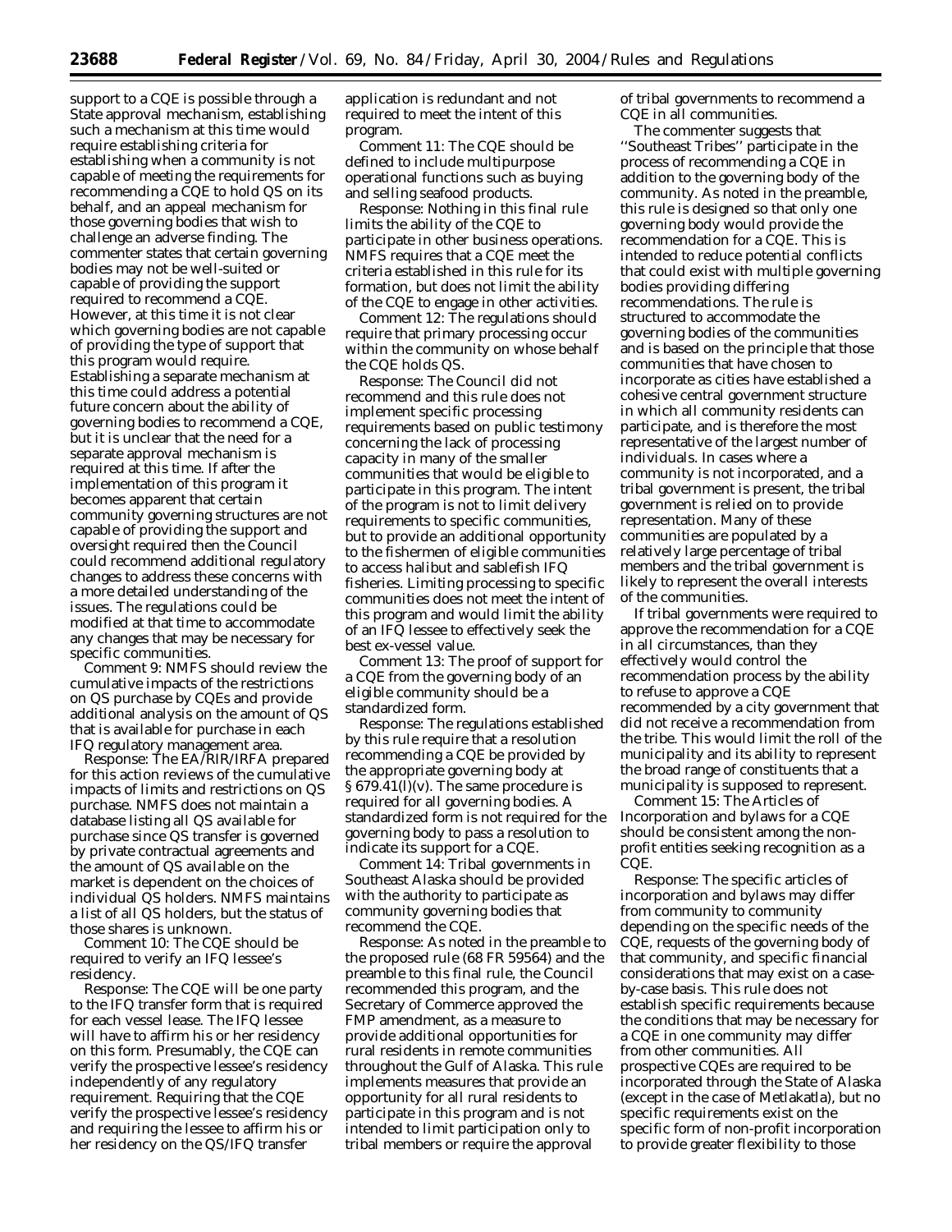support to a CQE is possible through a State approval mechanism, establishing such a mechanism at this time would require establishing criteria for establishing when a community is not capable of meeting the requirements for recommending a CQE to hold QS on its behalf, and an appeal mechanism for those governing bodies that wish to challenge an adverse finding. The commenter states that certain governing bodies may not be well-suited or capable of providing the support required to recommend a CQE. However, at this time it is not clear which governing bodies are not capable of providing the type of support that this program would require. Establishing a separate mechanism at this time could address a potential future concern about the ability of governing bodies to recommend a CQE, but it is unclear that the need for a separate approval mechanism is required at this time. If after the implementation of this program it becomes apparent that certain community governing structures are not capable of providing the support and oversight required then the Council could recommend additional regulatory changes to address these concerns with a more detailed understanding of the issues. The regulations could be modified at that time to accommodate any changes that may be necessary for specific communities.

*Comment 9:* NMFS should review the cumulative impacts of the restrictions on QS purchase by CQEs and provide additional analysis on the amount of QS that is available for purchase in each IFQ regulatory management area.

*Response:* The EA/RIR/IRFA prepared for this action reviews of the cumulative impacts of limits and restrictions on QS purchase. NMFS does not maintain a database listing all QS available for purchase since QS transfer is governed by private contractual agreements and the amount of QS available on the market is dependent on the choices of individual QS holders. NMFS maintains a list of all QS holders, but the status of those shares is unknown.

*Comment 10:* The CQE should be required to verify an IFQ lessee's residency.

*Response:* The CQE will be one party to the IFQ transfer form that is required for each vessel lease. The IFQ lessee will have to affirm his or her residency on this form. Presumably, the CQE can verify the prospective lessee's residency independently of any regulatory requirement. Requiring that the CQE verify the prospective lessee's residency and requiring the lessee to affirm his or her residency on the QS/IFQ transfer application is redundant and not required to meet the intent of this program.

*Comment 11:* The CQE should be defined to include multipurpose operational functions such as buying and selling seafood products.

*Response:* Nothing in this final rule limits the ability of the CQE to participate in other business operations. NMFS requires that a CQE meet the criteria established in this rule for its formation, but does not limit the ability of the CQE to engage in other activities.

*Comment 12:* The regulations should require that primary processing occur within the community on whose behalf the CQE holds QS.

*Response:* The Council did not recommend and this rule does not implement specific processing requirements based on public testimony concerning the lack of processing capacity in many of the smaller communities that would be eligible to participate in this program. The intent of the program is not to limit delivery requirements to specific communities, but to provide an additional opportunity to the fishermen of eligible communities to access halibut and sablefish IFQ fisheries. Limiting processing to specific communities does not meet the intent of this program and would limit the ability of an IFQ lessee to effectively seek the best ex-vessel value.

*Comment 13:* The proof of support for a CQE from the governing body of an eligible community should be a standardized form.

*Response:* The regulations established by this rule require that a resolution recommending a CQE be provided by the appropriate governing body at § 679.41(l)(v). The same procedure is required for all governing bodies. A standardized form is not required for the governing body to pass a resolution to indicate its support for a CQE.

*Comment 14:* Tribal governments in Southeast Alaska should be provided with the authority to participate as community governing bodies that recommend the CQE.

*Response:* As noted in the preamble to the proposed rule (68 FR 59564) and the preamble to this final rule, the Council recommended this program, and the Secretary of Commerce approved the FMP amendment, as a measure to provide additional opportunities for rural residents in remote communities throughout the Gulf of Alaska. This rule implements measures that provide an opportunity for all rural residents to participate in this program and is not intended to limit participation only to tribal members or require the approval of tribal governments to recommend a CQE in all communities.

The commenter suggests that ''Southeast Tribes'' participate in the process of recommending a CQE in addition to the governing body of the community. As noted in the preamble, this rule is designed so that only one governing body would provide the recommendation for a CQE. This is intended to reduce potential conflicts that could exist with multiple governing bodies providing differing recommendations. The rule is structured to accommodate the governing bodies of the communities and is based on the principle that those communities that have chosen to incorporate as cities have established a cohesive central government structure in which all community residents can participate, and is therefore the most representative of the largest number of individuals. In cases where a community is not incorporated, and a tribal government is present, the tribal government is relied on to provide representation. Many of these communities are populated by a relatively large percentage of tribal members and the tribal government is likely to represent the overall interests of the communities.

If tribal governments were required to approve the recommendation for a CQE in all circumstances, than they effectively would control the recommendation process by the ability to refuse to approve a CQE recommended by a city government that did not receive a recommendation from the tribe. This would limit the roll of the municipality and its ability to represent the broad range of constituents that a municipality is supposed to represent.

*Comment 15:* The Articles of Incorporation and bylaws for a CQE should be consistent among the non-profit entities seeking recognition as a CQE.

*Response:* The specific articles of incorporation and bylaws may differ from community to community depending on the specific needs of the CQE, requests of the governing body of that community, and specific financial considerations that may exist on a case-by-case basis. This rule does not establish specific requirements because the conditions that may be necessary for a CQE in one community may differ from other communities. All prospective CQEs are required to be incorporated through the State of Alaska (except in the case of Metlakatla), but no specific requirements exist on the specific form of non-profit incorporation to provide greater flexibility to those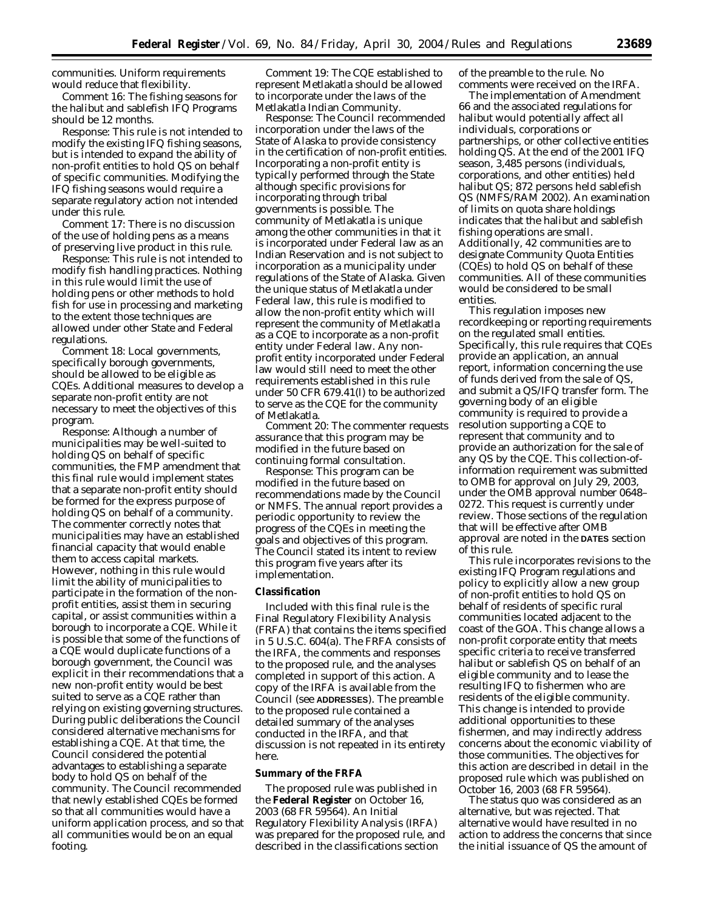communities. Uniform requirements would reduce that flexibility.

*Comment 16:* The fishing seasons for the halibut and sablefish IFQ Programs should be 12 months.

*Response:* This rule is not intended to modify the existing IFQ fishing seasons, but is intended to expand the ability of non-profit entities to hold QS on behalf of specific communities. Modifying the IFQ fishing seasons would require a separate regulatory action not intended under this rule.

*Comment 17:* There is no discussion of the use of holding pens as a means of preserving live product in this rule.

*Response:* This rule is not intended to modify fish handling practices. Nothing in this rule would limit the use of holding pens or other methods to hold fish for use in processing and marketing to the extent those techniques are allowed under other State and Federal regulations.

*Comment 18:* Local governments, specifically borough governments, should be allowed to be eligible as CQEs. Additional measures to develop a separate non-profit entity are not necessary to meet the objectives of this program.

*Response:* Although a number of municipalities may be well-suited to holding QS on behalf of specific communities, the FMP amendment that this final rule would implement states that a separate non-profit entity should be formed for the express purpose of holding QS on behalf of a community. The commenter correctly notes that municipalities may have an established financial capacity that would enable them to access capital markets. However, nothing in this rule would limit the ability of municipalities to participate in the formation of the non-profit entities, assist them in securing capital, or assist communities within a borough to incorporate a CQE. While it is possible that some of the functions of a CQE would duplicate functions of a borough government, the Council was explicit in their recommendations that a new non-profit entity would be best suited to serve as a CQE rather than relying on existing governing structures. During public deliberations the Council considered alternative mechanisms for establishing a CQE. At that time, the Council considered the potential advantages to establishing a separate body to hold QS on behalf of the community. The Council recommended that newly established CQEs be formed so that all communities would have a uniform application process, and so that all communities would be on an equal footing.

*Comment 19:* The CQE established to represent Metlakatla should be allowed to incorporate under the laws of the Metlakatla Indian Community.

*Response:* The Council recommended incorporation under the laws of the State of Alaska to provide consistency in the certification of non-profit entities. Incorporating a non-profit entity is typically performed through the State although specific provisions for incorporating through tribal governments is possible. The community of Metlakatla is unique among the other communities in that it is incorporated under Federal law as an Indian Reservation and is not subject to incorporation as a municipality under regulations of the State of Alaska. Given the unique status of Metlakatla under Federal law, this rule is modified to allow the non-profit entity which will represent the community of Metlakatla as a CQE to incorporate as a non-profit entity under Federal law. Any non-profit entity incorporated under Federal law would still need to meet the other requirements established in this rule under 50 CFR 679.41(l) to be authorized to serve as the CQE for the community of Metlakatla.

*Comment 20:* The commenter requests assurance that this program may be modified in the future based on continuing formal consultation.

*Response:* This program can be modified in the future based on recommendations made by the Council or NMFS. The annual report provides a periodic opportunity to review the progress of the CQEs in meeting the goals and objectives of this program. The Council stated its intent to review this program five years after its implementation.

## Classification

Included with this final rule is the Final Regulatory Flexibility Analysis (FRFA) that contains the items specified in 5 U.S.C. 604(a). The FRFA consists of the IRFA, the comments and responses to the proposed rule, and the analyses completed in support of this action. A copy of the IRFA is available from the Council (see **ADDRESSES**). The preamble to the proposed rule contained a detailed summary of the analyses conducted in the IRFA, and that discussion is not repeated in its entirety here.

## Summary of the FRFA

The proposed rule was published in the **Federal Register** on October 16, 2003 (68 FR 59564). An Initial Regulatory Flexibility Analysis (IRFA) was prepared for the proposed rule, and described in the classifications section of the preamble to the rule. No comments were received on the IRFA.

The implementation of Amendment 66 and the associated regulations for halibut would potentially affect all individuals, corporations or partnerships, or other collective entities holding QS. At the end of the 2001 IFQ season, 3,485 persons (individuals, corporations, and other entities) held halibut QS; 872 persons held sablefish QS (NMFS/RAM 2002). An examination of limits on quota share holdings indicates that the halibut and sablefish fishing operations are small. Additionally, 42 communities are to designate Community Quota Entities (CQEs) to hold QS on behalf of these communities. All of these communities would be considered to be small entities.

This regulation imposes new recordkeeping or reporting requirements on the regulated small entities. Specifically, this rule requires that CQEs provide an application, an annual report, information concerning the use of funds derived from the sale of QS, and submit a QS/IFQ transfer form. The governing body of an eligible community is required to provide a resolution supporting a CQE to represent that community and to provide an authorization for the sale of any QS by the CQE. This collection-of-information requirement was submitted to OMB for approval on July 29, 2003, under the OMB approval number 0648–0272. This request is currently under review. Those sections of the regulation that will be effective after OMB approval are noted in the **DATES** section of this rule.

This rule incorporates revisions to the existing IFQ Program regulations and policy to explicitly allow a new group of non-profit entities to hold QS on behalf of residents of specific rural communities located adjacent to the coast of the GOA. This change allows a non-profit corporate entity that meets specific criteria to receive transferred halibut or sablefish QS on behalf of an eligible community and to lease the resulting IFQ to fishermen who are residents of the eligible community. This change is intended to provide additional opportunities to these fishermen, and may indirectly address concerns about the economic viability of those communities. The objectives for this action are described in detail in the proposed rule which was published on October 16, 2003 (68 FR 59564).

The status quo was considered as an alternative, but was rejected. That alternative would have resulted in no action to address the concerns that since the initial issuance of QS the amount of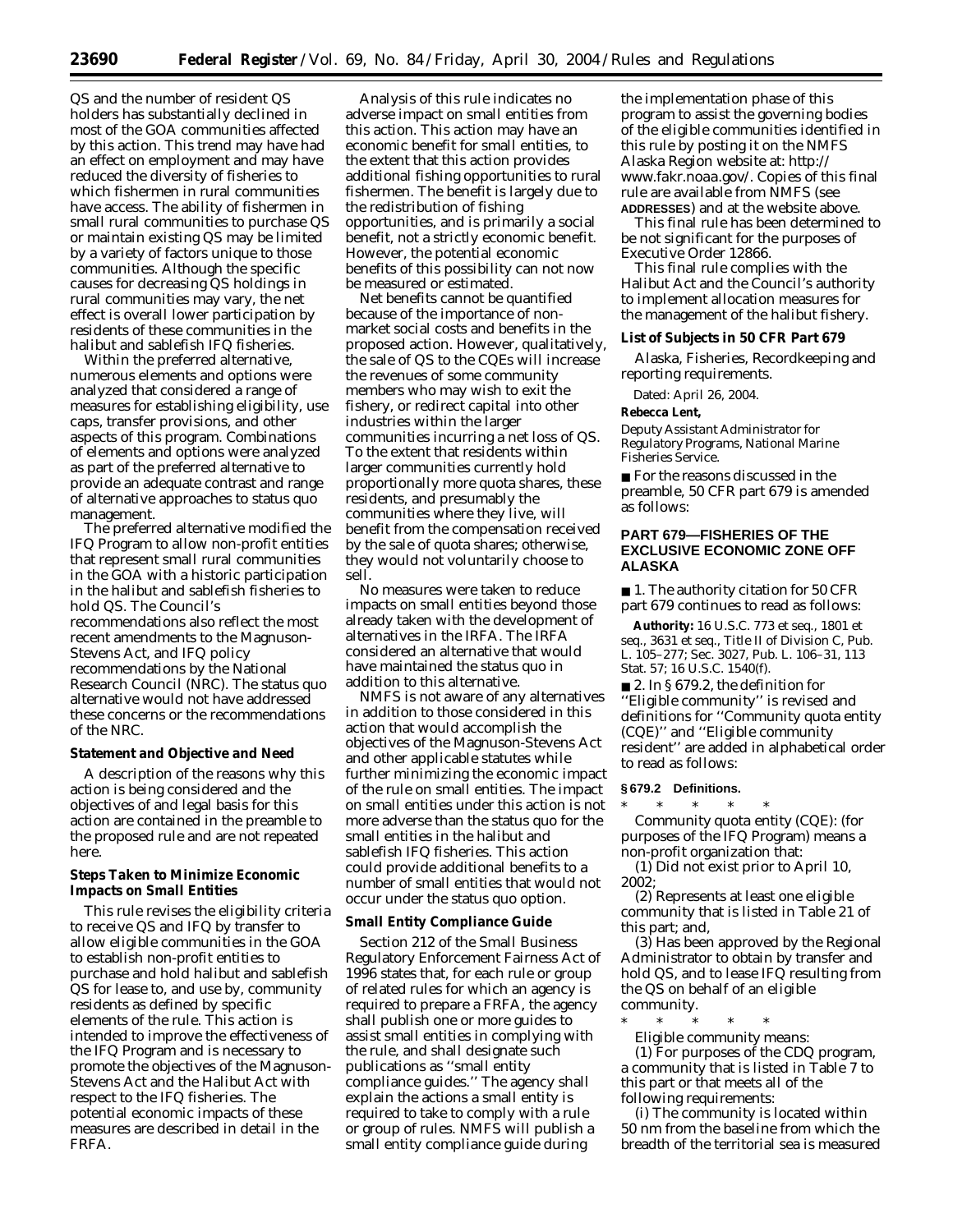QS and the number of resident QS holders has substantially declined in most of the GOA communities affected by this action. This trend may have had an effect on employment and may have reduced the diversity of fisheries to which fishermen in rural communities have access. The ability of fishermen in small rural communities to purchase QS or maintain existing QS may be limited by a variety of factors unique to those communities. Although the specific causes for decreasing QS holdings in rural communities may vary, the net effect is overall lower participation by residents of these communities in the halibut and sablefish IFQ fisheries.

Within the preferred alternative, numerous elements and options were analyzed that considered a range of measures for establishing eligibility, use caps, transfer provisions, and other aspects of this program. Combinations of elements and options were analyzed as part of the preferred alternative to provide an adequate contrast and range of alternative approaches to status quo management.

The preferred alternative modified the IFQ Program to allow non-profit entities that represent small rural communities in the GOA with a historic participation in the halibut and sablefish fisheries to hold QS. The Council's recommendations also reflect the most recent amendments to the Magnuson-Stevens Act, and IFQ policy recommendations by the National Research Council (NRC). The status quo alternative would not have addressed these concerns or the recommendations of the NRC.

### Statement and Objective and Need

A description of the reasons why this action is being considered and the objectives of and legal basis for this action are contained in the preamble to the proposed rule and are not repeated here.

### Steps Taken to Minimize Economic Impacts on Small Entities

This rule revises the eligibility criteria to receive QS and IFQ by transfer to allow eligible communities in the GOA to establish non-profit entities to purchase and hold halibut and sablefish QS for lease to, and use by, community residents as defined by specific elements of the rule. This action is intended to improve the effectiveness of the IFQ Program and is necessary to promote the objectives of the Magnuson-Stevens Act and the Halibut Act with respect to the IFQ fisheries. The potential economic impacts of these measures are described in detail in the FRFA.

Analysis of this rule indicates no adverse impact on small entities from this action. This action may have an economic benefit for small entities, to the extent that this action provides additional fishing opportunities to rural fishermen. The benefit is largely due to the redistribution of fishing opportunities, and is primarily a social benefit, not a strictly economic benefit. However, the potential economic benefits of this possibility can not now be measured or estimated.

Net benefits cannot be quantified because of the importance of non-market social costs and benefits in the proposed action. However, qualitatively, the sale of QS to the CQEs will increase the revenues of some community members who may wish to exit the fishery, or redirect capital into other industries within the larger communities incurring a net loss of QS. To the extent that residents within larger communities currently hold proportionally more quota shares, these residents, and presumably the communities where they live, will benefit from the compensation received by the sale of quota shares; otherwise, they would not voluntarily choose to sell.

No measures were taken to reduce impacts on small entities beyond those already taken with the development of alternatives in the IRFA. The IRFA considered an alternative that would have maintained the status quo in addition to this alternative.

NMFS is not aware of any alternatives in addition to those considered in this action that would accomplish the objectives of the Magnuson-Stevens Act and other applicable statutes while further minimizing the economic impact of the rule on small entities. The impact on small entities under this action is not more adverse than the status quo for the small entities in the halibut and sablefish IFQ fisheries. This action could provide additional benefits to a number of small entities that would not occur under the status quo option.

### Small Entity Compliance Guide

Section 212 of the Small Business Regulatory Enforcement Fairness Act of 1996 states that, for each rule or group of related rules for which an agency is required to prepare a FRFA, the agency shall publish one or more guides to assist small entities in complying with the rule, and shall designate such publications as "small entity compliance guides." The agency shall explain the actions a small entity is required to take to comply with a rule or group of rules. NMFS will publish a small entity compliance guide during the implementation phase of this program to assist the governing bodies of the eligible communities identified in this rule by posting it on the NMFS Alaska Region website at: http://www.fakr.noaa.gov/. Copies of this final rule are available from NMFS (see **ADDRESSES**) and at the website above.

This final rule has been determined to be not significant for the purposes of Executive Order 12866.

This final rule complies with the Halibut Act and the Council's authority to implement allocation measures for the management of the halibut fishery.

### List of Subjects in 50 CFR Part 679

Alaska, Fisheries, Recordkeeping and reporting requirements.

Dated: April 26, 2004.

**Rebecca Lent,**

*Deputy Assistant Administrator for Regulatory Programs, National Marine Fisheries Service.*

■ For the reasons discussed in the preamble, 50 CFR part 679 is amended as follows:

## PART 679—FISHERIES OF THE EXCLUSIVE ECONOMIC ZONE OFF ALASKA

■ 1. The authority citation for 50 CFR part 679 continues to read as follows:

**Authority:** 16 U.S.C. 773 *et seq.*, 1801 *et seq.*, 3631 *et seq.*, Title II of Division C, Pub. L. 105–277; Sec. 3027, Pub. L. 106–31, 113 Stat. 57; 16 U.S.C. 1540(f).

■ 2. In § 679.2, the definition for "Eligible community" is revised and definitions for "Community quota entity (CQE)" and "Eligible community resident" are added in alphabetical order to read as follows:

### § 679.2 Definitions.

\* \* \* \* \*

*Community quota entity (CQE)*: (for purposes of the IFQ Program) means a non-profit organization that:

(1) Did not exist prior to April 10, 2002;

(2) Represents at least one eligible community that is listed in Table 21 of this part; and,

(3) Has been approved by the Regional Administrator to obtain by transfer and hold QS, and to lease IFQ resulting from the QS on behalf of an eligible community.

\* \* \* \* \*

*Eligible community* means:

(1) For purposes of the CDQ program, a community that is listed in Table 7 to this part or that meets all of the following requirements:

(i) The community is located within 50 nm from the baseline from which the breadth of the territorial sea is measured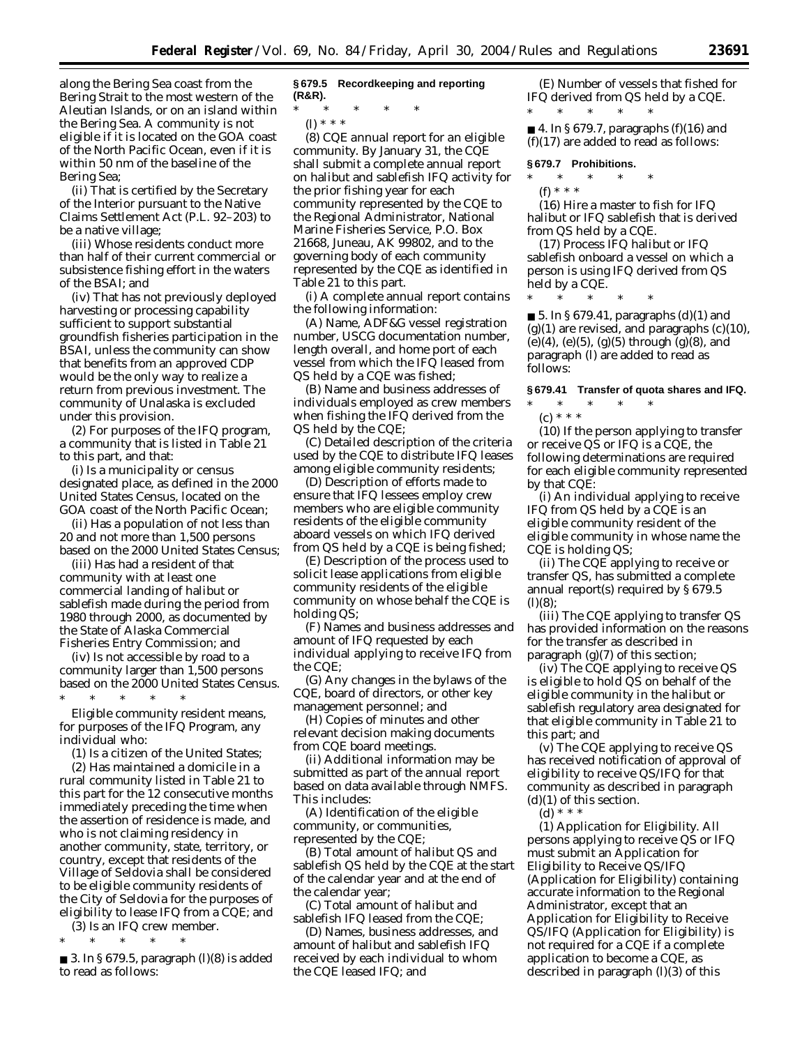along the Bering Sea coast from the Bering Strait to the most western of the Aleutian Islands, or on an island within the Bering Sea. A community is not eligible if it is located on the GOA coast of the North Pacific Ocean, even if it is within 50 nm of the baseline of the Bering Sea;

(ii) That is certified by the Secretary of the Interior pursuant to the Native Claims Settlement Act (P.L. 92–203) to be a native village;

(iii) Whose residents conduct more than half of their current commercial or subsistence fishing effort in the waters of the BSAI; and

(iv) That has not previously deployed harvesting or processing capability sufficient to support substantial groundfish fisheries participation in the BSAI, unless the community can show that benefits from an approved CDP would be the only way to realize a return from previous investment. The community of Unalaska is excluded under this provision.

(2) For purposes of the IFQ program, a community that is listed in Table 21 to this part, and that:

(i) Is a municipality or census designated place, as defined in the 2000 United States Census, located on the GOA coast of the North Pacific Ocean;

(ii) Has a population of not less than 20 and not more than 1,500 persons based on the 2000 United States Census;

(iii) Has had a resident of that community with at least one commercial landing of halibut or sablefish made during the period from 1980 through 2000, as documented by the State of Alaska Commercial Fisheries Entry Commission; and

(iv) Is not accessible by road to a community larger than 1,500 persons based on the 2000 United States Census.

\* \* \* \* \*

*Eligible community resident* means, for purposes of the IFQ Program, any individual who:

(1) Is a citizen of the United States;

(2) Has maintained a domicile in a rural community listed in Table 21 to this part for the 12 consecutive months immediately preceding the time when the assertion of residence is made, and who is not claiming residency in another community, state, territory, or country, except that residents of the Village of Seldovia shall be considered to be eligible community residents of the City of Seldovia for the purposes of eligibility to lease IFQ from a CQE; and

(3) Is an IFQ crew member.

\* \* \* \* \*

■ 3. In § 679.5, paragraph (l)(8) is added to read as follows:

**§ 679.5 Recordkeeping and reporting (R&R).**

\* \* \* \* \*

(l) \* \* \*

(8) *CQE annual report for an eligible community.* By January 31, the CQE shall submit a complete annual report on halibut and sablefish IFQ activity for the prior fishing year for each community represented by the CQE to the Regional Administrator, National Marine Fisheries Service, P.O. Box 21668, Juneau, AK 99802, and to the governing body of each community represented by the CQE as identified in Table 21 to this part.

(i) A complete annual report contains the following information:

(A) Name, ADF&G vessel registration number, USCG documentation number, length overall, and home port of each vessel from which the IFQ leased from QS held by a CQE was fished;

(B) Name and business addresses of individuals employed as crew members when fishing the IFQ derived from the QS held by the CQE;

(C) Detailed description of the criteria used by the CQE to distribute IFQ leases among eligible community residents;

(D) Description of efforts made to ensure that IFQ lessees employ crew members who are eligible community residents of the eligible community aboard vessels on which IFQ derived from QS held by a CQE is being fished;

(E) Description of the process used to solicit lease applications from eligible community residents of the eligible community on whose behalf the CQE is holding QS;

(F) Names and business addresses and amount of IFQ requested by each individual applying to receive IFQ from the CQE;

(G) Any changes in the bylaws of the CQE, board of directors, or other key management personnel; and

(H) Copies of minutes and other relevant decision making documents from CQE board meetings.

(ii) Additional information may be submitted as part of the annual report based on data available through NMFS. This includes:

(A) Identification of the eligible community, or communities, represented by the CQE;

(B) Total amount of halibut QS and sablefish QS held by the CQE at the start of the calendar year and at the end of the calendar year;

(C) Total amount of halibut and sablefish IFQ leased from the CQE;

(D) Names, business addresses, and amount of halibut and sablefish IFQ received by each individual to whom the CQE leased IFQ; and

(E) Number of vessels that fished for IFQ derived from QS held by a CQE.

\* \* \* \* \*

■ 4. In § 679.7, paragraphs (f)(16) and (f)(17) are added to read as follows:

**§ 679.7 Prohibitions.**

\* \* \* \* \*

(f) \* \* \*

(16) Hire a master to fish for IFQ halibut or IFQ sablefish that is derived from QS held by a CQE.

(17) Process IFQ halibut or IFQ sablefish onboard a vessel on which a person is using IFQ derived from QS held by a CQE.

\* \* \* \* \*

■ 5. In § 679.41, paragraphs (d)(1) and (g)(1) are revised, and paragraphs (c)(10), (e)(4), (e)(5), (g)(5) through (g)(8), and paragraph (l) are added to read as follows:

**§ 679.41 Transfer of quota shares and IFQ.**

\* \* \* \* \*

(c) \* \* \*

(10) If the person applying to transfer or receive QS or IFQ is a CQE, the following determinations are required for each eligible community represented by that CQE:

(i) An individual applying to receive IFQ from QS held by a CQE is an eligible community resident of the eligible community in whose name the CQE is holding QS;

(ii) The CQE applying to receive or transfer QS, has submitted a complete annual report(s) required by § 679.5 (l)(8);

(iii) The CQE applying to transfer QS has provided information on the reasons for the transfer as described in paragraph (g)(7) of this section;

(iv) The CQE applying to receive QS is eligible to hold QS on behalf of the eligible community in the halibut or sablefish regulatory area designated for that eligible community in Table 21 to this part; and

(v) The CQE applying to receive QS has received notification of approval of eligibility to receive QS/IFQ for that community as described in paragraph (d)(1) of this section.

(d) \* \* \*

(1) *Application for Eligibility.* All persons applying to receive QS or IFQ must submit an Application for Eligibility to Receive QS/IFQ (Application for Eligibility) containing accurate information to the Regional Administrator, except that an Application for Eligibility to Receive QS/IFQ (Application for Eligibility) is not required for a CQE if a complete application to become a CQE, as described in paragraph (l)(3) of this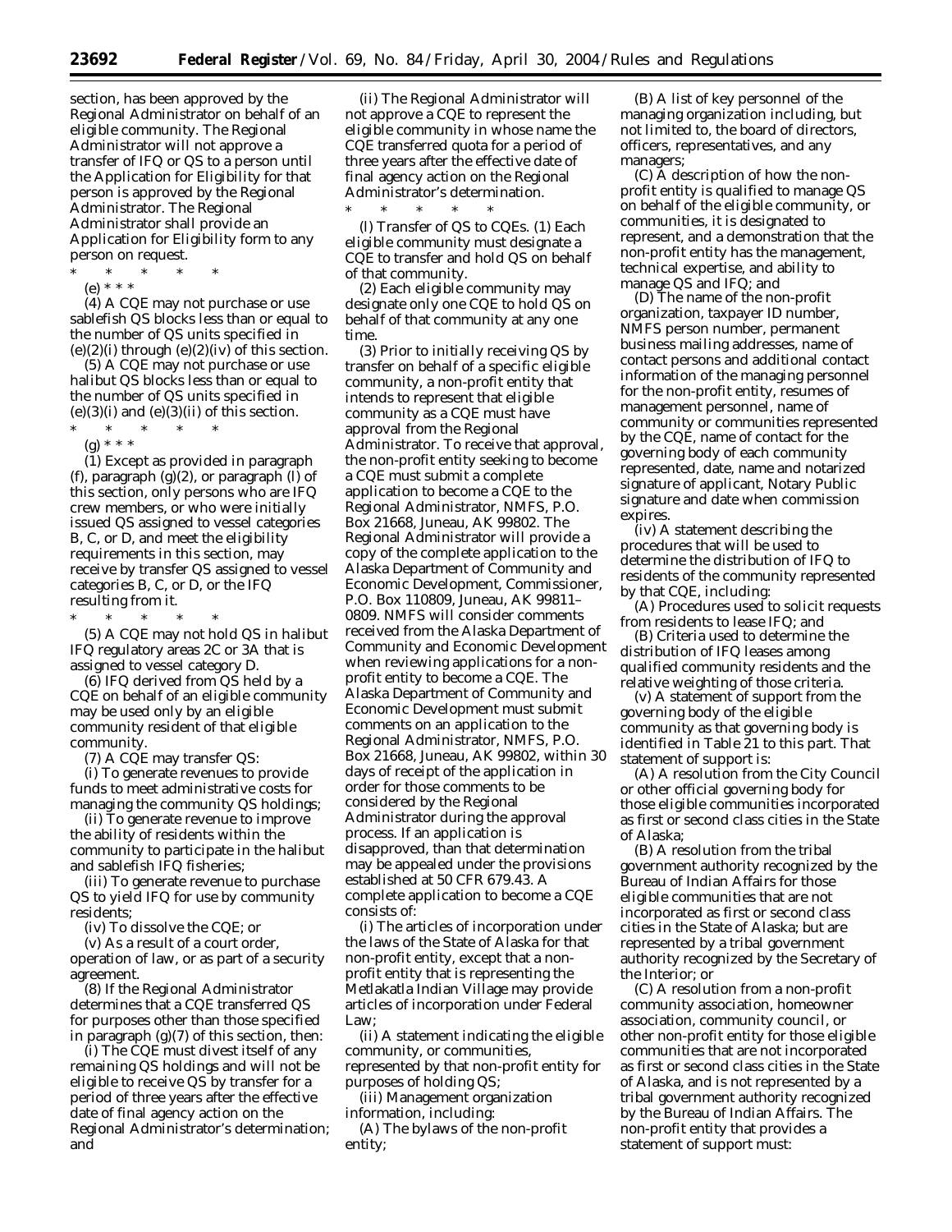section, has been approved by the Regional Administrator on behalf of an eligible community. The Regional Administrator will not approve a transfer of IFQ or QS to a person until the Application for Eligibility for that person is approved by the Regional Administrator. The Regional Administrator shall provide an Application for Eligibility form to any person on request.

\* \* \* \* \*

(e) \* \* \*

(4) A CQE may not purchase or use sablefish QS blocks less than or equal to the number of QS units specified in (e)(2)(i) through (e)(2)(iv) of this section.

(5) A CQE may not purchase or use halibut QS blocks less than or equal to the number of QS units specified in (e)(3)(i) and (e)(3)(ii) of this section.

\* \* \* \* \*

(g) \* \* \*

(1) Except as provided in paragraph (f), paragraph (g)(2), or paragraph (l) of this section, only persons who are IFQ crew members, or who were initially issued QS assigned to vessel categories B, C, or D, and meet the eligibility requirements in this section, may receive by transfer QS assigned to vessel categories B, C, or D, or the IFQ resulting from it.

\* \* \* \* \*

(5) A CQE may not hold QS in halibut IFQ regulatory areas 2C or 3A that is assigned to vessel category D.

(6) IFQ derived from QS held by a CQE on behalf of an eligible community may be used only by an eligible community resident of that eligible community.

(7) A CQE may transfer QS:

(i) To generate revenues to provide funds to meet administrative costs for managing the community QS holdings;

(ii) To generate revenue to improve the ability of residents within the community to participate in the halibut and sablefish IFQ fisheries;

(iii) To generate revenue to purchase QS to yield IFQ for use by community residents;

(iv) To dissolve the CQE; or

(v) As a result of a court order, operation of law, or as part of a security agreement.

(8) If the Regional Administrator determines that a CQE transferred QS for purposes other than those specified in paragraph (g)(7) of this section, then:

(i) The CQE must divest itself of any remaining QS holdings and will not be eligible to receive QS by transfer for a period of three years after the effective date of final agency action on the Regional Administrator's determination; and

(ii) The Regional Administrator will not approve a CQE to represent the eligible community in whose name the CQE transferred quota for a period of three years after the effective date of final agency action on the Regional Administrator's determination.

\* \* \* \* \*

(l) *Transfer of QS to CQEs.* (1) Each eligible community must designate a CQE to transfer and hold QS on behalf of that community.

(2) Each eligible community may designate only one CQE to hold QS on behalf of that community at any one time.

(3) Prior to initially receiving QS by transfer on behalf of a specific eligible community, a non-profit entity that intends to represent that eligible community as a CQE must have approval from the Regional Administrator. To receive that approval, the non-profit entity seeking to become a CQE must submit a complete application to become a CQE to the Regional Administrator, NMFS, P.O. Box 21668, Juneau, AK 99802. The Regional Administrator will provide a copy of the complete application to the Alaska Department of Community and Economic Development, Commissioner, P.O. Box 110809, Juneau, AK 99811–0809. NMFS will consider comments received from the Alaska Department of Community and Economic Development when reviewing applications for a non-profit entity to become a CQE. The Alaska Department of Community and Economic Development must submit comments on an application to the Regional Administrator, NMFS, P.O. Box 21668, Juneau, AK 99802, within 30 days of receipt of the application in order for those comments to be considered by the Regional Administrator during the approval process. If an application is disapproved, than that determination may be appealed under the provisions established at 50 CFR 679.43. A complete application to become a CQE consists of:

(i) The articles of incorporation under the laws of the State of Alaska for that non-profit entity, except that a non-profit entity that is representing the Metlakatla Indian Village may provide articles of incorporation under Federal Law;

(ii) A statement indicating the eligible community, or communities, represented by that non-profit entity for purposes of holding QS;

(iii) Management organization information, including:

(A) The bylaws of the non-profit entity;

(B) A list of key personnel of the managing organization including, but not limited to, the board of directors, officers, representatives, and any managers;

(C) A description of how the non-profit entity is qualified to manage QS on behalf of the eligible community, or communities, it is designated to represent, and a demonstration that the non-profit entity has the management, technical expertise, and ability to manage QS and IFQ; and

(D) The name of the non-profit organization, taxpayer ID number, NMFS person number, permanent business mailing addresses, name of contact persons and additional contact information of the managing personnel for the non-profit entity, resumes of management personnel, name of community or communities represented by the CQE, name of contact for the governing body of each community represented, date, name and notarized signature of applicant, Notary Public signature and date when commission expires.

(iv) A statement describing the procedures that will be used to determine the distribution of IFQ to residents of the community represented by that CQE, including:

(A) Procedures used to solicit requests from residents to lease IFQ; and

(B) Criteria used to determine the distribution of IFQ leases among qualified community residents and the relative weighting of those criteria.

(v) A statement of support from the governing body of the eligible community as that governing body is identified in Table 21 to this part. That statement of support is:

(A) A resolution from the City Council or other official governing body for those eligible communities incorporated as first or second class cities in the State of Alaska;

(B) A resolution from the tribal government authority recognized by the Bureau of Indian Affairs for those eligible communities that are not incorporated as first or second class cities in the State of Alaska; but are represented by a tribal government authority recognized by the Secretary of the Interior; or

(C) A resolution from a non-profit community association, homeowner association, community council, or other non-profit entity for those eligible communities that are not incorporated as first or second class cities in the State of Alaska, and is not represented by a tribal government authority recognized by the Bureau of Indian Affairs. The non-profit entity that provides a statement of support must: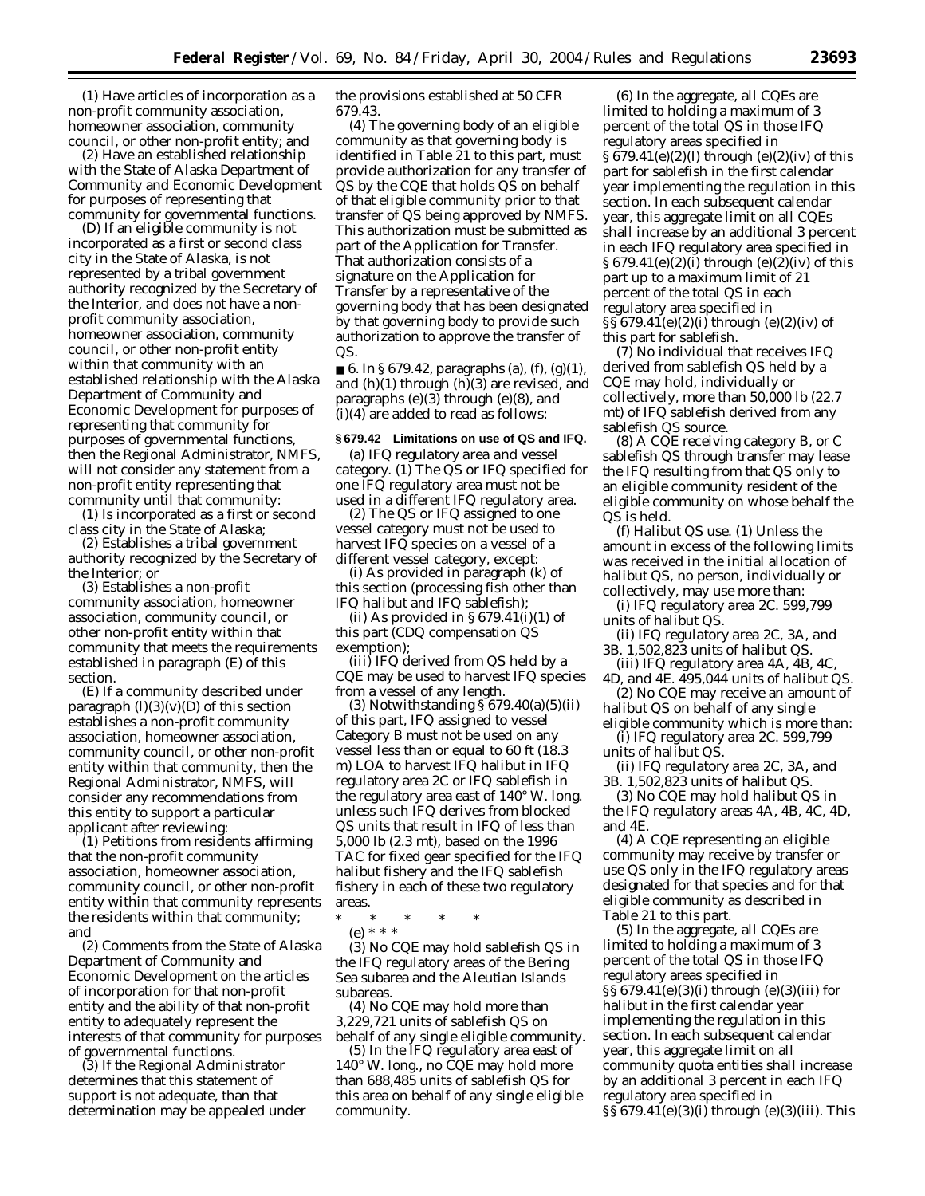(1) Have articles of incorporation as a non-profit community association, homeowner association, community council, or other non-profit entity; and

(2) Have an established relationship with the State of Alaska Department of Community and Economic Development for purposes of representing that community for governmental functions.

(D) If an eligible community is not incorporated as a first or second class city in the State of Alaska, is not represented by a tribal government authority recognized by the Secretary of the Interior, and does not have a non-profit community association, homeowner association, community council, or other non-profit entity within that community with an established relationship with the Alaska Department of Community and Economic Development for purposes of representing that community for purposes of governmental functions, then the Regional Administrator, NMFS, will not consider any statement from a non-profit entity representing that community until that community:

(1) Is incorporated as a first or second class city in the State of Alaska;

(2) Establishes a tribal government authority recognized by the Secretary of the Interior; or

(3) Establishes a non-profit community association, homeowner association, community council, or other non-profit entity within that community that meets the requirements established in paragraph (E) of this section.

(E) If a community described under paragraph (l)(3)(v)(D) of this section establishes a non-profit community association, homeowner association, community council, or other non-profit entity within that community, then the Regional Administrator, NMFS, will consider any recommendations from this entity to support a particular applicant after reviewing:

(1) Petitions from residents affirming that the non-profit community association, homeowner association, community council, or other non-profit entity within that community represents the residents within that community; and

(2) Comments from the State of Alaska Department of Community and Economic Development on the articles of incorporation for that non-profit entity and the ability of that non-profit entity to adequately represent the interests of that community for purposes of governmental functions.

(3) If the Regional Administrator determines that this statement of support is not adequate, than that determination may be appealed under the provisions established at 50 CFR 679.43.

(4) The governing body of an eligible community as that governing body is identified in Table 21 to this part, must provide authorization for any transfer of QS by the CQE that holds QS on behalf of that eligible community prior to that transfer of QS being approved by NMFS. This authorization must be submitted as part of the Application for Transfer. That authorization consists of a signature on the Application for Transfer by a representative of the governing body that has been designated by that governing body to provide such authorization to approve the transfer of QS.

■ 6. In § 679.42, paragraphs (a), (f), (g)(1), and (h)(1) through (h)(3) are revised, and paragraphs (e)(3) through (e)(8), and (i)(4) are added to read as follows:

**§ 679.42 Limitations on use of QS and IFQ.**

(a) *IFQ regulatory area and vessel category.* (1) The QS or IFQ specified for one IFQ regulatory area must not be used in a different IFQ regulatory area.

(2) The QS or IFQ assigned to one vessel category must not be used to harvest IFQ species on a vessel of a different vessel category, except:

(i) As provided in paragraph (k) of this section (processing fish other than IFQ halibut and IFQ sablefish);

(ii) As provided in § 679.41(i)(1) of this part (CDQ compensation QS exemption);

(iii) IFQ derived from QS held by a CQE may be used to harvest IFQ species from a vessel of any length.

(3) Notwithstanding § 679.40(a)(5)(ii) of this part, IFQ assigned to vessel Category B must not be used on any vessel less than or equal to 60 ft (18.3 m) LOA to harvest IFQ halibut in IFQ regulatory area 2C or IFQ sablefish in the regulatory area east of 140° W. long. unless such IFQ derives from blocked QS units that result in IFQ of less than 5,000 lb (2.3 mt), based on the 1996 TAC for fixed gear specified for the IFQ halibut fishery and the IFQ sablefish fishery in each of these two regulatory areas.

\* \* \* \* \*

(e) \* \* \*

(3) No CQE may hold sablefish QS in the IFQ regulatory areas of the Bering Sea subarea and the Aleutian Islands subareas.

(4) No CQE may hold more than 3,229,721 units of sablefish QS on behalf of any single eligible community.

(5) In the IFQ regulatory area east of 140° W. long., no CQE may hold more than 688,485 units of sablefish QS for this area on behalf of any single eligible community.

(6) In the aggregate, all CQEs are limited to holding a maximum of 3 percent of the total QS in those IFQ regulatory areas specified in § 679.41(e)(2)(I) through (e)(2)(iv) of this part for sablefish in the first calendar year implementing the regulation in this section. In each subsequent calendar year, this aggregate limit on all CQEs shall increase by an additional 3 percent in each IFQ regulatory area specified in § 679.41(e)(2)(i) through (e)(2)(iv) of this part up to a maximum limit of 21 percent of the total QS in each regulatory area specified in §§ 679.41(e)(2)(i) through (e)(2)(iv) of this part for sablefish.

(7) No individual that receives IFQ derived from sablefish QS held by a CQE may hold, individually or collectively, more than 50,000 lb (22.7 mt) of IFQ sablefish derived from any sablefish QS source.

(8) A CQE receiving category B, or C sablefish QS through transfer may lease the IFQ resulting from that QS only to an eligible community resident of the eligible community on whose behalf the QS is held.

(f) *Halibut QS use.* (1) Unless the amount in excess of the following limits was received in the initial allocation of halibut QS, no person, individually or collectively, may use more than:

(i) *IFQ regulatory area 2C.* 599,799 units of halibut QS.

(ii) *IFQ regulatory area 2C, 3A, and 3B.* 1,502,823 units of halibut QS.

(iii) *IFQ regulatory area 4A, 4B, 4C, 4D, and 4E.* 495,044 units of halibut QS.

(2) No CQE may receive an amount of halibut QS on behalf of any single eligible community which is more than:

(i) *IFQ regulatory area 2C.* 599,799 units of halibut QS.

(ii) *IFQ regulatory area 2C, 3A, and 3B.* 1,502,823 units of halibut QS.

(3) No CQE may hold halibut QS in the IFQ regulatory areas 4A, 4B, 4C, 4D, and 4E.

(4) A CQE representing an eligible community may receive by transfer or use QS only in the IFQ regulatory areas designated for that species and for that eligible community as described in Table 21 to this part.

(5) In the aggregate, all CQEs are limited to holding a maximum of 3 percent of the total QS in those IFQ regulatory areas specified in §§ 679.41(e)(3)(i) through (e)(3)(iii) for halibut in the first calendar year implementing the regulation in this section. In each subsequent calendar year, this aggregate limit on all community quota entities shall increase by an additional 3 percent in each IFQ regulatory area specified in §§ 679.41(e)(3)(i) through (e)(3)(iii). This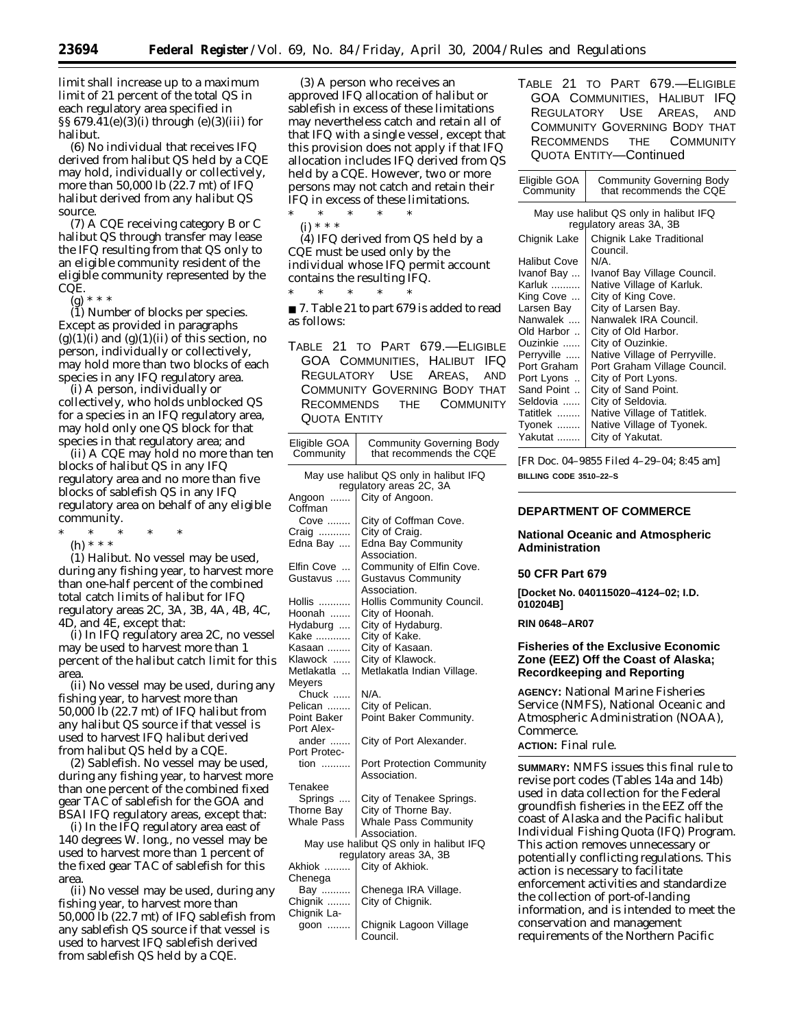limit shall increase up to a maximum limit of 21 percent of the total QS in each regulatory area specified in §§ 679.41(e)(3)(i) through (e)(3)(iii) for halibut.

(6) No individual that receives IFQ derived from halibut QS held by a CQE may hold, individually or collectively, more than 50,000 lb (22.7 mt) of IFQ halibut derived from any halibut QS source.

(7) A CQE receiving category B or C halibut QS through transfer may lease the IFQ resulting from that QS only to an eligible community resident of the eligible community represented by the CQE.

(g) * * *

(1) *Number of blocks per species.* Except as provided in paragraphs (g)(1)(i) and (g)(1)(ii) of this section, no person, individually or collectively, may hold more than two blocks of each species in any IFQ regulatory area.

(i) A person, individually or collectively, who holds unblocked QS for a species in an IFQ regulatory area, may hold only one QS block for that species in that regulatory area; and

(ii) A CQE may hold no more than ten blocks of halibut QS in any IFQ regulatory area and no more than five blocks of sablefish QS in any IFQ regulatory area on behalf of any eligible community.

\* \* \* \* \*

(h) * * *

(1) *Halibut.* No vessel may be used, during any fishing year, to harvest more than one-half percent of the combined total catch limits of halibut for IFQ regulatory areas 2C, 3A, 3B, 4A, 4B, 4C, 4D, and 4E, except that:

(i) In IFQ regulatory area 2C, no vessel may be used to harvest more than 1 percent of the halibut catch limit for this area.

(ii) No vessel may be used, during any fishing year, to harvest more than 50,000 lb (22.7 mt) of IFQ halibut from any halibut QS source if that vessel is used to harvest IFQ halibut derived from halibut QS held by a CQE.

(2) *Sablefish.* No vessel may be used, during any fishing year, to harvest more than one percent of the combined fixed gear TAC of sablefish for the GOA and BSAI IFQ regulatory areas, except that:

(i) In the IFQ regulatory area east of 140 degrees W. long., no vessel may be used to harvest more than 1 percent of the fixed gear TAC of sablefish for this area.

(ii) No vessel may be used, during any fishing year, to harvest more than 50,000 lb (22.7 mt) of IFQ sablefish from any sablefish QS source if that vessel is used to harvest IFQ sablefish derived from sablefish QS held by a CQE.

(3) A person who receives an approved IFQ allocation of halibut or sablefish in excess of these limitations may nevertheless catch and retain all of that IFQ with a single vessel, except that this provision does not apply if that IFQ allocation includes IFQ derived from QS held by a CQE. However, two or more persons may not catch and retain their IFQ in excess of these limitations.

\* \* \* \* \*

(i) * * *

(4) IFQ derived from QS held by a CQE must be used only by the individual whose IFQ permit account contains the resulting IFQ.

\* \* \* \* \*

■ 7. Table 21 to part 679 is added to read as follows:

TABLE 21 TO PART 679.—ELIGIBLE GOA COMMUNITIES, HALIBUT IFQ REGULATORY USE AREAS, AND COMMUNITY GOVERNING BODY THAT RECOMMENDS THE COMMUNITY QUOTA ENTITY

| Eligible GOA Community | Community Governing Body that recommends the CQE |
|---|---|
| May use halibut QS only in halibut IFQ regulatory areas 2C, 3A | |
| Angoon | City of Angoon. |
| Coffman Cove | City of Coffman Cove. |
| Craig | City of Craig. |
| Edna Bay | Edna Bay Community Association. |
| Elfin Cove | Community of Elfin Cove. |
| Gustavus | Gustavus Community Association. |
| Hollis | Hollis Community Council. |
| Hoonah | City of Hoonah. |
| Hydaburg | City of Hydaburg. |
| Kake | City of Kake. |
| Kasaan | City of Kasaan. |
| Klawock | City of Klawock. |
| Metlakatla | Metlakatla Indian Village. |
| Meyers Chuck | N/A. |
| Pelican | City of Pelican. |
| Point Baker | Point Baker Community. |
| Port Alexander | City of Port Alexander. |
| Port Protection | Port Protection Community Association. |
| Tenakee Springs | City of Tenakee Springs. |
| Thorne Bay | City of Thorne Bay. |
| Whale Pass | Whale Pass Community Association. |
| May use halibut QS only in halibut IFQ regulatory areas 3A, 3B | |
| Akhiok | City of Akhiok. |
| Chenega Bay | Chenega IRA Village. |
| Chignik | City of Chignik. |
| Chignik Lagoon | Chignik Lagoon Village Council. |
| Chignik Lake | Chignik Lake Traditional Council. |
| Halibut Cove | N/A. |
| Ivanof Bay | Ivanof Bay Village Council. |
| Karluk | Native Village of Karluk. |
| King Cove | City of King Cove. |
| Larsen Bay | City of Larsen Bay. |
| Nanwalek | Nanwalek IRA Council. |
| Old Harbor | City of Old Harbor. |
| Ouzinkie | City of Ouzinkie. |
| Perryville | Native Village of Perryville. |
| Port Graham | Port Graham Village Council. |
| Port Lyons | City of Port Lyons. |
| Sand Point | City of Sand Point. |
| Seldovia | City of Seldovia. |
| Tatitlek | Native Village of Tatitlek. |
| Tyonek | Native Village of Tyonek. |
| Yakutat | City of Yakutat. |

[FR Doc. 04–9855 Filed 4–29–04; 8:45 am]

**BILLING CODE 3510–22–S**

---

**DEPARTMENT OF COMMERCE**

**National Oceanic and Atmospheric Administration**

**50 CFR Part 679**

**[Docket No. 040115020–4124–02; I.D. 010204B]**

**RIN 0648–AR07**

**Fisheries of the Exclusive Economic Zone (EEZ) Off the Coast of Alaska; Recordkeeping and Reporting**

**AGENCY:** National Marine Fisheries Service (NMFS), National Oceanic and Atmospheric Administration (NOAA), Commerce.

**ACTION:** Final rule.

**SUMMARY:** NMFS issues this final rule to revise port codes (Tables 14a and 14b) used in data collection for the Federal groundfish fisheries in the EEZ off the coast of Alaska and the Pacific halibut Individual Fishing Quota (IFQ) Program. This action removes unnecessary or potentially conflicting regulations. This action is necessary to facilitate enforcement activities and standardize the collection of port-of-landing information, and is intended to meet the conservation and management requirements of the Northern Pacific